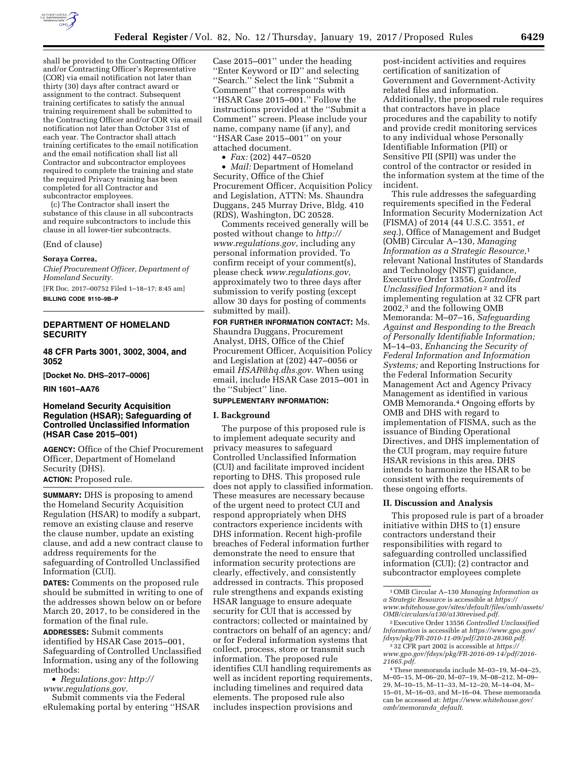shall be provided to the Contracting Officer and/or Contracting Officer's Representative (COR) via email notification not later than thirty (30) days after contract award or assignment to the contract. Subsequent training certificates to satisfy the annual training requirement shall be submitted to the Contracting Officer and/or COR via email notification not later than October 31st of each year. The Contractor shall attach training certificates to the email notification and the email notification shall list all Contractor and subcontractor employees required to complete the training and state the required Privacy training has been completed for all Contractor and subcontractor employees.

(c) The Contractor shall insert the substance of this clause in all subcontracts and require subcontractors to include this clause in all lower-tier subcontracts.

(End of clause)

**Soraya Correa,**

*Chief Procurement Officer, Department of Homeland Security.*

[FR Doc. 2017–00752 Filed 1–18–17; 8:45 am]

**BILLING CODE 9110–9B–P**

## DEPARTMENT OF HOMELAND SECURITY

### 48 CFR Parts 3001, 3002, 3004, and 3052

**[Docket No. DHS–2017–0006]**

**RIN 1601–AA76**

### Homeland Security Acquisition Regulation (HSAR); Safeguarding of Controlled Unclassified Information (HSAR Case 2015–001)

**AGENCY:** Office of the Chief Procurement Officer, Department of Homeland Security (DHS).

**ACTION:** Proposed rule.

**SUMMARY:** DHS is proposing to amend the Homeland Security Acquisition Regulation (HSAR) to modify a subpart, remove an existing clause and reserve the clause number, update an existing clause, and add a new contract clause to address requirements for the safeguarding of Controlled Unclassified Information (CUI).

**DATES:** Comments on the proposed rule should be submitted in writing to one of the addresses shown below on or before March 20, 2017, to be considered in the formation of the final rule.

**ADDRESSES:** Submit comments identified by HSAR Case 2015–001, Safeguarding of Controlled Unclassified Information, using any of the following methods:

- *Regulations.gov: http://www.regulations.gov.*

Submit comments via the Federal eRulemaking portal by entering ''HSAR Case 2015–001'' under the heading ''Enter Keyword or ID'' and selecting ''Search.'' Select the link ''Submit a Comment'' that corresponds with ''HSAR Case 2015–001.'' Follow the instructions provided at the ''Submit a Comment'' screen. Please include your name, company name (if any), and ''HSAR Case 2015–001'' on your attached document.

- *Fax:* (202) 447–0520
- *Mail:* Department of Homeland Security, Office of the Chief Procurement Officer, Acquisition Policy and Legislation, ATTN: Ms. Shaundra Duggans, 245 Murray Drive, Bldg. 410 (RDS), Washington, DC 20528.

Comments received generally will be posted without change to *http://www.regulations.gov,* including any personal information provided. To confirm receipt of your comment(s), please check *www.regulations.gov,* approximately two to three days after submission to verify posting (except allow 30 days for posting of comments submitted by mail).

**FOR FURTHER INFORMATION CONTACT:** Ms. Shaundra Duggans, Procurement Analyst, DHS, Office of the Chief Procurement Officer, Acquisition Policy and Legislation at (202) 447–0056 or email *HSAR@hq.dhs.gov.* When using email, include HSAR Case 2015–001 in the ''Subject'' line.

**SUPPLEMENTARY INFORMATION:**

### I. Background

The purpose of this proposed rule is to implement adequate security and privacy measures to safeguard Controlled Unclassified Information (CUI) and facilitate improved incident reporting to DHS. This proposed rule does not apply to classified information. These measures are necessary because of the urgent need to protect CUI and respond appropriately when DHS contractors experience incidents with DHS information. Recent high-profile breaches of Federal information further demonstrate the need to ensure that information security protections are clearly, effectively, and consistently addressed in contracts. This proposed rule strengthens and expands existing HSAR language to ensure adequate security for CUI that is accessed by contractors; collected or maintained by contractors on behalf of an agency; and/or for Federal information systems that collect, process, store or transmit such information. The proposed rule identifies CUI handling requirements as well as incident reporting requirements, including timelines and required data elements. The proposed rule also includes inspection provisions and post-incident activities and requires certification of sanitization of Government and Government-Activity related files and information. Additionally, the proposed rule requires that contractors have in place procedures and the capability to notify and provide credit monitoring services to any individual whose Personally Identifiable Information (PII) or Sensitive PII (SPII) was under the control of the contractor or resided in the information system at the time of the incident.

This rule addresses the safeguarding requirements specified in the Federal Information Security Modernization Act (FISMA) of 2014 (44 U.S.C. 3551, *et seq.*), Office of Management and Budget (OMB) Circular A–130, *Managing Information as a Strategic Resource,*[1] relevant National Institutes of Standards and Technology (NIST) guidance, Executive Order 13556, *Controlled Unclassified Information*[2] and its implementing regulation at 32 CFR part 2002,[3] and the following OMB Memoranda: M–07–16, *Safeguarding Against and Responding to the Breach of Personally Identifiable Information;* M–14–03, *Enhancing the Security of Federal Information and Information Systems;* and Reporting Instructions for the Federal Information Security Management Act and Agency Privacy Management as identified in various OMB Memoranda.[4] Ongoing efforts by OMB and DHS with regard to implementation of FISMA, such as the issuance of Binding Operational Directives, and DHS implementation of the CUI program, may require future HSAR revisions in this area. DHS intends to harmonize the HSAR to be consistent with the requirements of these ongoing efforts.

### II. Discussion and Analysis

This proposed rule is part of a broader initiative within DHS to (1) ensure contractors understand their responsibilities with regard to safeguarding controlled unclassified information (CUI); (2) contractor and subcontractor employees complete

[1] OMB Circular A–130 *Managing Information as a Strategic Resource* is accessible at *https://www.whitehouse.gov/sites/default/files/omb/assets/OMB/circulars/a130/a130revised.pdf.*

[2] Executive Order 13556 *Controlled Unclassified Information* is accessible at *https://www.gpo.gov/fdsys/pkg/FR-2010-11-09/pdf/2010-28360.pdf.*

[3] 32 CFR part 2002 is accessible at *https://www.gpo.gov/fdsys/pkg/FR-2016-09-14/pdf/2016-21665.pdf.*

[4] These memoranda include M–03–19, M–04–25, M–05–15, M–06–20, M–07–19, M–08–212, M–09–29, M–10–15, M–11–33, M–12–20, M–14–04, M–15–01, M–16–03, and M–16–04. These memoranda can be accessed at: *https://www.whitehouse.gov/omb/memoranda_default.*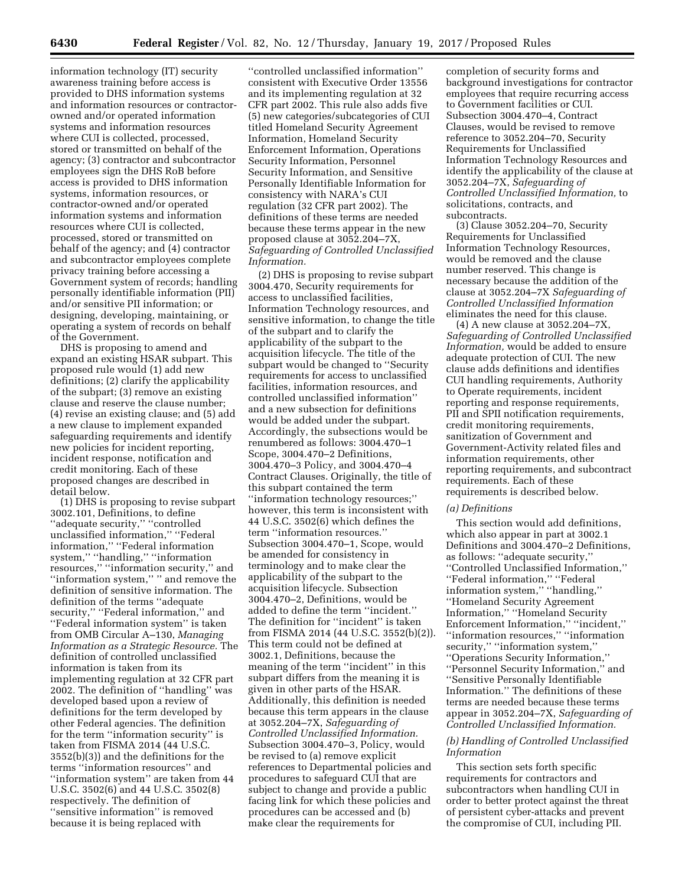information technology (IT) security awareness training before access is provided to DHS information systems and information resources or contractor-owned and/or operated information systems and information resources where CUI is collected, processed, stored or transmitted on behalf of the agency; (3) contractor and subcontractor employees sign the DHS RoB before access is provided to DHS information systems, information resources, or contractor-owned and/or operated information systems and information resources where CUI is collected, processed, stored or transmitted on behalf of the agency; and (4) contractor and subcontractor employees complete privacy training before accessing a Government system of records; handling personally identifiable information (PII) and/or sensitive PII information; or designing, developing, maintaining, or operating a system of records on behalf of the Government.

DHS is proposing to amend and expand an existing HSAR subpart. This proposed rule would (1) add new definitions; (2) clarify the applicability of the subpart; (3) remove an existing clause and reserve the clause number; (4) revise an existing clause; and (5) add a new clause to implement expanded safeguarding requirements and identify new policies for incident reporting, incident response, notification and credit monitoring. Each of these proposed changes are described in detail below.

(1) DHS is proposing to revise subpart 3002.101, Definitions, to define ''adequate security,'' ''controlled unclassified information,'' ''Federal information,'' ''Federal information system,'' ''handling,'' ''information resources,'' ''information security,'' and ''information system,'' '' and remove the definition of sensitive information. The definition of the terms ''adequate security,'' ''Federal information,'' and ''Federal information system'' is taken from OMB Circular A–130, *Managing Information as a Strategic Resource.* The definition of controlled unclassified information is taken from its implementing regulation at 32 CFR part 2002. The definition of ''handling'' was developed based upon a review of definitions for the term developed by other Federal agencies. The definition for the term ''information security'' is taken from FISMA 2014 (44 U.S.C. 3552(b)(3)) and the definitions for the terms ''information resources'' and ''information system'' are taken from 44 U.S.C. 3502(6) and 44 U.S.C. 3502(8) respectively. The definition of ''sensitive information'' is removed because it is being replaced with ''controlled unclassified information'' consistent with Executive Order 13556 and its implementing regulation at 32 CFR part 2002. This rule also adds five (5) new categories/subcategories of CUI titled Homeland Security Agreement Information, Homeland Security Enforcement Information, Operations Security Information, Personnel Security Information, and Sensitive Personally Identifiable Information for consistency with NARA's CUI regulation (32 CFR part 2002). The definitions of these terms are needed because these terms appear in the new proposed clause at 3052.204–7X, *Safeguarding of Controlled Unclassified Information.*

(2) DHS is proposing to revise subpart 3004.470, Security requirements for access to unclassified facilities, Information Technology resources, and sensitive information, to change the title of the subpart and to clarify the applicability of the subpart to the acquisition lifecycle. The title of the subpart would be changed to ''Security requirements for access to unclassified facilities, information resources, and controlled unclassified information'' and a new subsection for definitions would be added under the subpart. Accordingly, the subsections would be renumbered as follows: 3004.470–1 Scope, 3004.470–2 Definitions, 3004.470–3 Policy, and 3004.470–4 Contract Clauses. Originally, the title of this subpart contained the term ''information technology resources;'' however, this term is inconsistent with 44 U.S.C. 3502(6) which defines the term ''information resources.'' Subsection 3004.470–1, Scope, would be amended for consistency in terminology and to make clear the applicability of the subpart to the acquisition lifecycle. Subsection 3004.470–2, Definitions, would be added to define the term ''incident.'' The definition for ''incident'' is taken from FISMA 2014 (44 U.S.C. 3552(b)(2)). This term could not be defined at 3002.1, Definitions, because the meaning of the term ''incident'' in this subpart differs from the meaning it is given in other parts of the HSAR. Additionally, this definition is needed because this term appears in the clause at 3052.204–7X, *Safeguarding of Controlled Unclassified Information.* Subsection 3004.470–3, Policy, would be revised to (a) remove explicit references to Departmental policies and procedures to safeguard CUI that are subject to change and provide a public facing link for which these policies and procedures can be accessed and (b) make clear the requirements for completion of security forms and background investigations for contractor employees that require recurring access to Government facilities or CUI. Subsection 3004.470–4, Contract Clauses, would be revised to remove reference to 3052.204–70, Security Requirements for Unclassified Information Technology Resources and identify the applicability of the clause at 3052.204–7X, *Safeguarding of Controlled Unclassified Information,* to solicitations, contracts, and subcontracts.

(3) Clause 3052.204–70, Security Requirements for Unclassified Information Technology Resources, would be removed and the clause number reserved. This change is necessary because the addition of the clause at 3052.204–7X *Safeguarding of Controlled Unclassified Information* eliminates the need for this clause.

(4) A new clause at 3052.204–7X, *Safeguarding of Controlled Unclassified Information,* would be added to ensure adequate protection of CUI. The new clause adds definitions and identifies CUI handling requirements, Authority to Operate requirements, incident reporting and response requirements, PII and SPII notification requirements, credit monitoring requirements, sanitization of Government and Government-Activity related files and information requirements, other reporting requirements, and subcontract requirements. Each of these requirements is described below.

*(a) Definitions*

This section would add definitions, which also appear in part at 3002.1 Definitions and 3004.470–2 Definitions, as follows: ''adequate security,'' ''Controlled Unclassified Information,'' ''Federal information,'' ''Federal information system,'' ''handling,'' ''Homeland Security Agreement Information,'' ''Homeland Security Enforcement Information,'' ''incident,'' ''information resources,'' ''information security,'' ''information system,'' ''Operations Security Information,'' ''Personnel Security Information,'' and ''Sensitive Personally Identifiable Information.'' The definitions of these terms are needed because these terms appear in 3052.204–7X, *Safeguarding of Controlled Unclassified Information.*

*(b) Handling of Controlled Unclassified Information*

This section sets forth specific requirements for contractors and subcontractors when handling CUI in order to better protect against the threat of persistent cyber-attacks and prevent the compromise of CUI, including PII.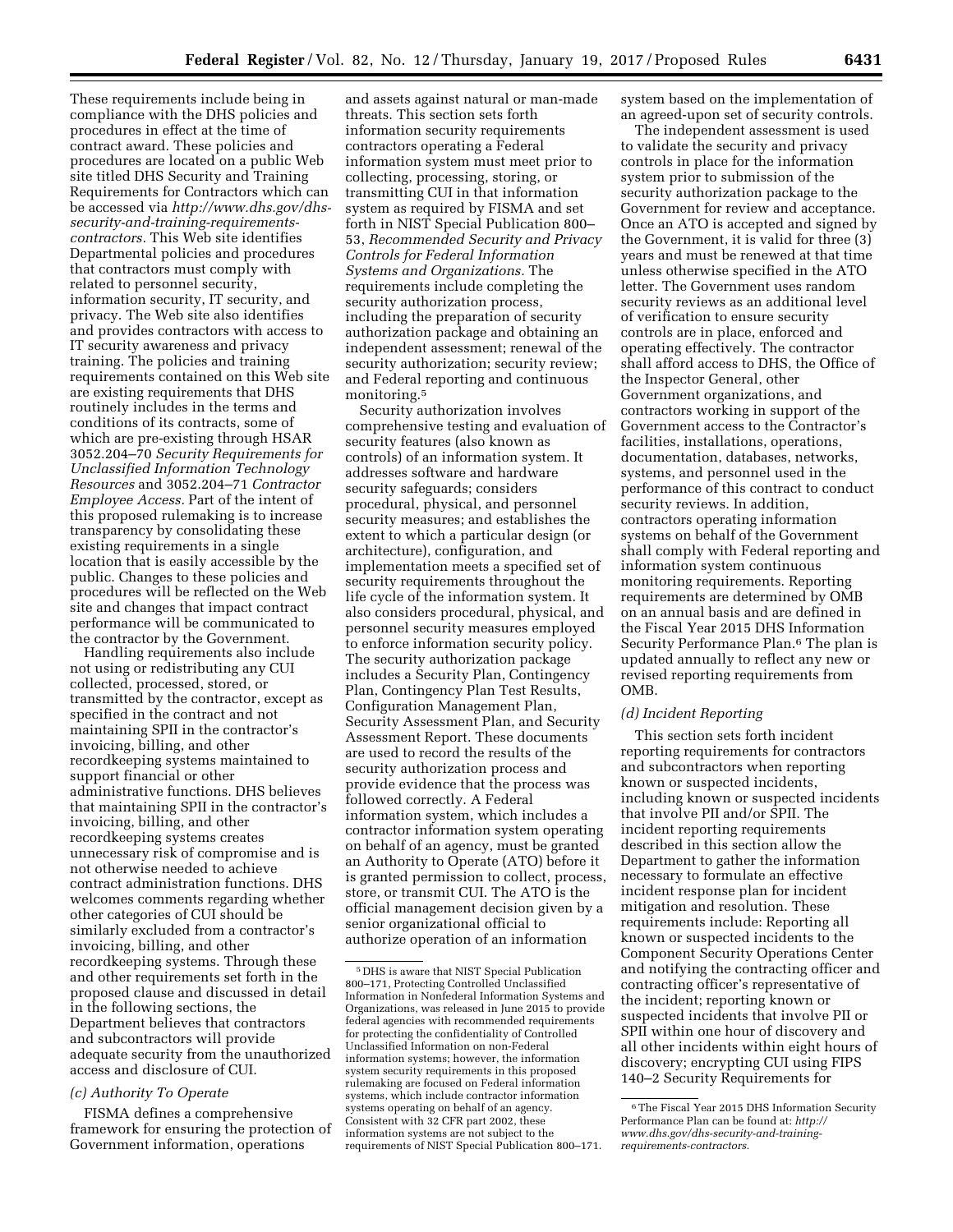These requirements include being in compliance with the DHS policies and procedures in effect at the time of contract award. These policies and procedures are located on a public Web site titled DHS Security and Training Requirements for Contractors which can be accessed via *http://www.dhs.gov/dhs-security-and-training-requirements-contractors.* This Web site identifies Departmental policies and procedures that contractors must comply with related to personnel security, information security, IT security, and privacy. The Web site also identifies and provides contractors with access to IT security awareness and privacy training. The policies and training requirements contained on this Web site are existing requirements that DHS routinely includes in the terms and conditions of its contracts, some of which are pre-existing through HSAR 3052.204–70 *Security Requirements for Unclassified Information Technology Resources* and 3052.204–71 *Contractor Employee Access.* Part of the intent of this proposed rulemaking is to increase transparency by consolidating these existing requirements in a single location that is easily accessible by the public. Changes to these policies and procedures will be reflected on the Web site and changes that impact contract performance will be communicated to the contractor by the Government.

Handling requirements also include not using or redistributing any CUI collected, processed, stored, or transmitted by the contractor, except as specified in the contract and not maintaining SPII in the contractor's invoicing, billing, and other recordkeeping systems maintained to support financial or other administrative functions. DHS believes that maintaining SPII in the contractor's invoicing, billing, and other recordkeeping systems creates unnecessary risk of compromise and is not otherwise needed to achieve contract administration functions. DHS welcomes comments regarding whether other categories of CUI should be similarly excluded from a contractor's invoicing, billing, and other recordkeeping systems. Through these and other requirements set forth in the proposed clause and discussed in detail in the following sections, the Department believes that contractors and subcontractors will provide adequate security from the unauthorized access and disclosure of CUI.

*(c) Authority To Operate*

FISMA defines a comprehensive framework for ensuring the protection of Government information, operations and assets against natural or man-made threats. This section sets forth information security requirements contractors operating a Federal information system must meet prior to collecting, processing, storing, or transmitting CUI in that information system as required by FISMA and set forth in NIST Special Publication 800–53, *Recommended Security and Privacy Controls for Federal Information Systems and Organizations.* The requirements include completing the security authorization process, including the preparation of security authorization package and obtaining an independent assessment; renewal of the security authorization; security review; and Federal reporting and continuous monitoring.[5]

Security authorization involves comprehensive testing and evaluation of security features (also known as controls) of an information system. It addresses software and hardware security safeguards; considers procedural, physical, and personnel security measures; and establishes the extent to which a particular design (or architecture), configuration, and implementation meets a specified set of security requirements throughout the life cycle of the information system. It also considers procedural, physical, and personnel security measures employed to enforce information security policy. The security authorization package includes a Security Plan, Contingency Plan, Contingency Plan Test Results, Configuration Management Plan, Security Assessment Plan, and Security Assessment Report. These documents are used to record the results of the security authorization process and provide evidence that the process was followed correctly. A Federal information system, which includes a contractor information system operating on behalf of an agency, must be granted an Authority to Operate (ATO) before it is granted permission to collect, process, store, or transmit CUI. The ATO is the official management decision given by a senior organizational official to authorize operation of an information system based on the implementation of an agreed-upon set of security controls.

The independent assessment is used to validate the security and privacy controls in place for the information system prior to submission of the security authorization package to the Government for review and acceptance. Once an ATO is accepted and signed by the Government, it is valid for three (3) years and must be renewed at that time unless otherwise specified in the ATO letter. The Government uses random security reviews as an additional level of verification to ensure security controls are in place, enforced and operating effectively. The contractor shall afford access to DHS, the Office of the Inspector General, other Government organizations, and contractors working in support of the Government access to the Contractor's facilities, installations, operations, documentation, databases, networks, systems, and personnel used in the performance of this contract to conduct security reviews. In addition, contractors operating information systems on behalf of the Government shall comply with Federal reporting and information system continuous monitoring requirements. Reporting requirements are determined by OMB on an annual basis and are defined in the Fiscal Year 2015 DHS Information Security Performance Plan.[6] The plan is updated annually to reflect any new or revised reporting requirements from OMB.

*(d) Incident Reporting*

This section sets forth incident reporting requirements for contractors and subcontractors when reporting known or suspected incidents, including known or suspected incidents that involve PII and/or SPII. The incident reporting requirements described in this section allow the Department to gather the information necessary to formulate an effective incident response plan for incident mitigation and resolution. These requirements include: Reporting all known or suspected incidents to the Component Security Operations Center and notifying the contracting officer and contracting officer's representative of the incident; reporting known or suspected incidents that involve PII or SPII within one hour of discovery and all other incidents within eight hours of discovery; encrypting CUI using FIPS 140–2 Security Requirements for

---

[5] DHS is aware that NIST Special Publication 800–171, Protecting Controlled Unclassified Information in Nonfederal Information Systems and Organizations, was released in June 2015 to provide federal agencies with recommended requirements for protecting the confidentiality of Controlled Unclassified Information on non-Federal information systems; however, the information system security requirements in this proposed rulemaking are focused on Federal information systems, which include contractor information systems operating on behalf of an agency. Consistent with 32 CFR part 2002, these information systems are not subject to the requirements of NIST Special Publication 800–171.

[6] The Fiscal Year 2015 DHS Information Security Performance Plan can be found at: *http://www.dhs.gov/dhs-security-and-training-requirements-contractors.*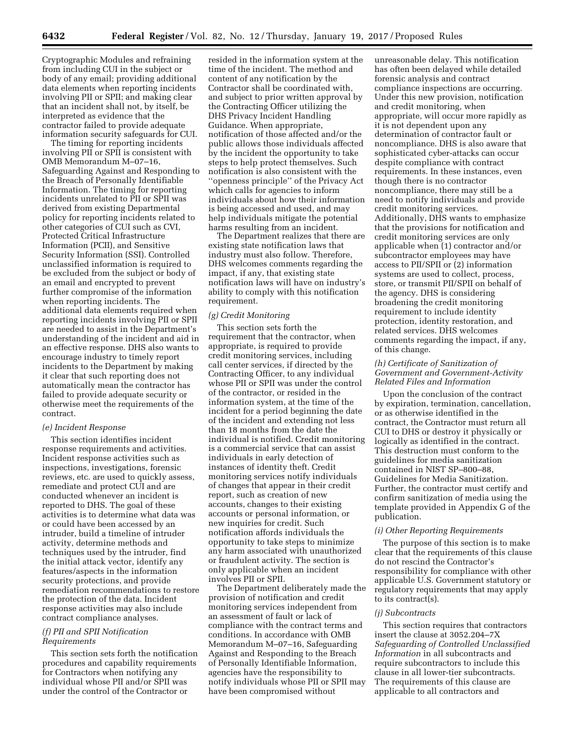Cryptographic Modules and refraining from including CUI in the subject or body of any email; providing additional data elements when reporting incidents involving PII or SPII; and making clear that an incident shall not, by itself, be interpreted as evidence that the contractor failed to provide adequate information security safeguards for CUI.

The timing for reporting incidents involving PII or SPII is consistent with OMB Memorandum M–07–16, Safeguarding Against and Responding to the Breach of Personally Identifiable Information. The timing for reporting incidents unrelated to PII or SPII was derived from existing Departmental policy for reporting incidents related to other categories of CUI such as CVI, Protected Critical Infrastructure Information (PCII), and Sensitive Security Information (SSI). Controlled unclassified information is required to be excluded from the subject or body of an email and encrypted to prevent further compromise of the information when reporting incidents. The additional data elements required when reporting incidents involving PII or SPII are needed to assist in the Department's understanding of the incident and aid in an effective response. DHS also wants to encourage industry to timely report incidents to the Department by making it clear that such reporting does not automatically mean the contractor has failed to provide adequate security or otherwise meet the requirements of the contract.

*(e) Incident Response*

This section identifies incident response requirements and activities. Incident response activities such as inspections, investigations, forensic reviews, etc. are used to quickly assess, remediate and protect CUI and are conducted whenever an incident is reported to DHS. The goal of these activities is to determine what data was or could have been accessed by an intruder, build a timeline of intruder activity, determine methods and techniques used by the intruder, find the initial attack vector, identify any features/aspects in the information security protections, and provide remediation recommendations to restore the protection of the data. Incident response activities may also include contract compliance analyses.

*(f) PII and SPII Notification Requirements*

This section sets forth the notification procedures and capability requirements for Contractors when notifying any individual whose PII and/or SPII was under the control of the Contractor or resided in the information system at the time of the incident. The method and content of any notification by the Contractor shall be coordinated with, and subject to prior written approval by the Contracting Officer utilizing the DHS Privacy Incident Handling Guidance. When appropriate, notification of those affected and/or the public allows those individuals affected by the incident the opportunity to take steps to help protect themselves. Such notification is also consistent with the ''openness principle'' of the Privacy Act which calls for agencies to inform individuals about how their information is being accessed and used, and may help individuals mitigate the potential harms resulting from an incident.

The Department realizes that there are existing state notification laws that industry must also follow. Therefore, DHS welcomes comments regarding the impact, if any, that existing state notification laws will have on industry's ability to comply with this notification requirement.

*(g) Credit Monitoring*

This section sets forth the requirement that the contractor, when appropriate, is required to provide credit monitoring services, including call center services, if directed by the Contracting Officer, to any individual whose PII or SPII was under the control of the contractor, or resided in the information system, at the time of the incident for a period beginning the date of the incident and extending not less than 18 months from the date the individual is notified. Credit monitoring is a commercial service that can assist individuals in early detection of instances of identity theft. Credit monitoring services notify individuals of changes that appear in their credit report, such as creation of new accounts, changes to their existing accounts or personal information, or new inquiries for credit. Such notification affords individuals the opportunity to take steps to minimize any harm associated with unauthorized or fraudulent activity. The section is only applicable when an incident involves PII or SPII.

The Department deliberately made the provision of notification and credit monitoring services independent from an assessment of fault or lack of compliance with the contract terms and conditions. In accordance with OMB Memorandum M–07–16, Safeguarding Against and Responding to the Breach of Personally Identifiable Information, agencies have the responsibility to notify individuals whose PII or SPII may have been compromised without unreasonable delay. This notification has often been delayed while detailed forensic analysis and contract compliance inspections are occurring. Under this new provision, notification and credit monitoring, when appropriate, will occur more rapidly as it is not dependent upon any determination of contractor fault or noncompliance. DHS is also aware that sophisticated cyber-attacks can occur despite compliance with contract requirements. In these instances, even though there is no contractor noncompliance, there may still be a need to notify individuals and provide credit monitoring services. Additionally, DHS wants to emphasize that the provisions for notification and credit monitoring services are only applicable when (1) contractor and/or subcontractor employees may have access to PII/SPII or (2) information systems are used to collect, process, store, or transmit PII/SPII on behalf of the agency. DHS is considering broadening the credit monitoring requirement to include identity protection, identity restoration, and related services. DHS welcomes comments regarding the impact, if any, of this change.

*(h) Certificate of Sanitization of Government and Government-Activity Related Files and Information*

Upon the conclusion of the contract by expiration, termination, cancellation, or as otherwise identified in the contract, the Contractor must return all CUI to DHS or destroy it physically or logically as identified in the contract. This destruction must conform to the guidelines for media sanitization contained in NIST SP–800–88, Guidelines for Media Sanitization. Further, the contractor must certify and confirm sanitization of media using the template provided in Appendix G of the publication.

*(i) Other Reporting Requirements*

The purpose of this section is to make clear that the requirements of this clause do not rescind the Contractor's responsibility for compliance with other applicable U.S. Government statutory or regulatory requirements that may apply to its contract(s).

*(j) Subcontracts*

This section requires that contractors insert the clause at 3052.204–7X *Safeguarding of Controlled Unclassified Information* in all subcontracts and require subcontractors to include this clause in all lower-tier subcontracts. The requirements of this clause are applicable to all contractors and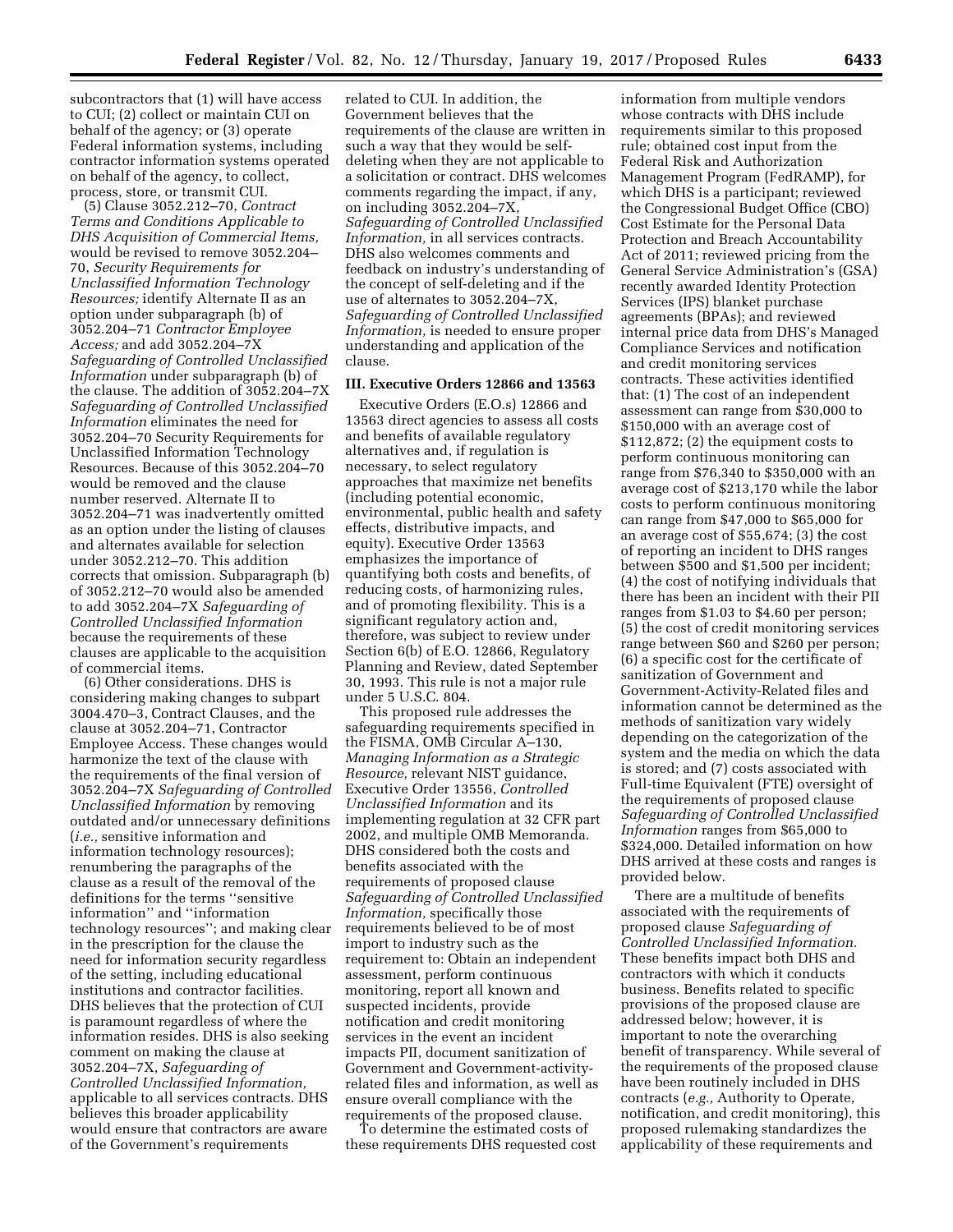subcontractors that (1) will have access to CUI; (2) collect or maintain CUI on behalf of the agency; or (3) operate Federal information systems, including contractor information systems operated on behalf of the agency, to collect, process, store, or transmit CUI.

(5) Clause 3052.212–70, *Contract Terms and Conditions Applicable to DHS Acquisition of Commercial Items,* would be revised to remove 3052.204–70, *Security Requirements for Unclassified Information Technology Resources;* identify Alternate II as an option under subparagraph (b) of 3052.204–71 *Contractor Employee Access;* and add 3052.204–7X *Safeguarding of Controlled Unclassified Information* under subparagraph (b) of the clause. The addition of 3052.204–7X *Safeguarding of Controlled Unclassified Information* eliminates the need for 3052.204–70 Security Requirements for Unclassified Information Technology Resources. Because of this 3052.204–70 would be removed and the clause number reserved. Alternate II to 3052.204–71 was inadvertently omitted as an option under the listing of clauses and alternates available for selection under 3052.212–70. This addition corrects that omission. Subparagraph (b) of 3052.212–70 would also be amended to add 3052.204–7X *Safeguarding of Controlled Unclassified Information* because the requirements of these clauses are applicable to the acquisition of commercial items.

(6) Other considerations. DHS is considering making changes to subpart 3004.470–3, Contract Clauses, and the clause at 3052.204–71, Contractor Employee Access. These changes would harmonize the text of the clause with the requirements of the final version of 3052.204–7X *Safeguarding of Controlled Unclassified Information* by removing outdated and/or unnecessary definitions (*i.e.,* sensitive information and information technology resources); renumbering the paragraphs of the clause as a result of the removal of the definitions for the terms ''sensitive information'' and ''information technology resources''; and making clear in the prescription for the clause the need for information security regardless of the setting, including educational institutions and contractor facilities. DHS believes that the protection of CUI is paramount regardless of where the information resides. DHS is also seeking comment on making the clause at 3052.204–7X, *Safeguarding of Controlled Unclassified Information,* applicable to all services contracts. DHS believes this broader applicability would ensure that contractors are aware of the Government's requirements related to CUI. In addition, the Government believes that the requirements of the clause are written in such a way that they would be self-deleting when they are not applicable to a solicitation or contract. DHS welcomes comments regarding the impact, if any, on including 3052.204–7X, *Safeguarding of Controlled Unclassified Information,* in all services contracts. DHS also welcomes comments and feedback on industry's understanding of the concept of self-deleting and if the use of alternates to 3052.204–7X, *Safeguarding of Controlled Unclassified Information,* is needed to ensure proper understanding and application of the clause.

## III. Executive Orders 12866 and 13563

Executive Orders (E.O.s) 12866 and 13563 direct agencies to assess all costs and benefits of available regulatory alternatives and, if regulation is necessary, to select regulatory approaches that maximize net benefits (including potential economic, environmental, public health and safety effects, distributive impacts, and equity). Executive Order 13563 emphasizes the importance of quantifying both costs and benefits, of reducing costs, of harmonizing rules, and of promoting flexibility. This is a significant regulatory action and, therefore, was subject to review under Section 6(b) of E.O. 12866, Regulatory Planning and Review, dated September 30, 1993. This rule is not a major rule under 5 U.S.C. 804.

This proposed rule addresses the safeguarding requirements specified in the FISMA, OMB Circular A–130, *Managing Information as a Strategic Resource,* relevant NIST guidance, Executive Order 13556, *Controlled Unclassified Information* and its implementing regulation at 32 CFR part 2002, and multiple OMB Memoranda. DHS considered both the costs and benefits associated with the requirements of proposed clause *Safeguarding of Controlled Unclassified Information,* specifically those requirements believed to be of most import to industry such as the requirement to: Obtain an independent assessment, perform continuous monitoring, report all known and suspected incidents, provide notification and credit monitoring services in the event an incident impacts PII, document sanitization of Government and Government-activity-related files and information, as well as ensure overall compliance with the requirements of the proposed clause.

To determine the estimated costs of these requirements DHS requested cost information from multiple vendors whose contracts with DHS include requirements similar to this proposed rule; obtained cost input from the Federal Risk and Authorization Management Program (FedRAMP), for which DHS is a participant; reviewed the Congressional Budget Office (CBO) Cost Estimate for the Personal Data Protection and Breach Accountability Act of 2011; reviewed pricing from the General Service Administration's (GSA) recently awarded Identity Protection Services (IPS) blanket purchase agreements (BPAs); and reviewed internal price data from DHS's Managed Compliance Services and notification and credit monitoring services contracts. These activities identified that: (1) The cost of an independent assessment can range from $30,000 to $150,000 with an average cost of $112,872; (2) the equipment costs to perform continuous monitoring can range from $76,340 to $350,000 with an average cost of $213,170 while the labor costs to perform continuous monitoring can range from $47,000 to $65,000 for an average cost of $55,674; (3) the cost of reporting an incident to DHS ranges between $500 and $1,500 per incident; (4) the cost of notifying individuals that there has been an incident with their PII ranges from $1.03 to $4.60 per person; (5) the cost of credit monitoring services range between $60 and $260 per person; (6) a specific cost for the certificate of sanitization of Government and Government-Activity-Related files and information cannot be determined as the methods of sanitization vary widely depending on the categorization of the system and the media on which the data is stored; and (7) costs associated with Full-time Equivalent (FTE) oversight of the requirements of proposed clause *Safeguarding of Controlled Unclassified Information* ranges from $65,000 to $324,000. Detailed information on how DHS arrived at these costs and ranges is provided below.

There are a multitude of benefits associated with the requirements of proposed clause *Safeguarding of Controlled Unclassified Information.* These benefits impact both DHS and contractors with which it conducts business. Benefits related to specific provisions of the proposed clause are addressed below; however, it is important to note the overarching benefit of transparency. While several of the requirements of the proposed clause have been routinely included in DHS contracts (*e.g.,* Authority to Operate, notification, and credit monitoring), this proposed rulemaking standardizes the applicability of these requirements and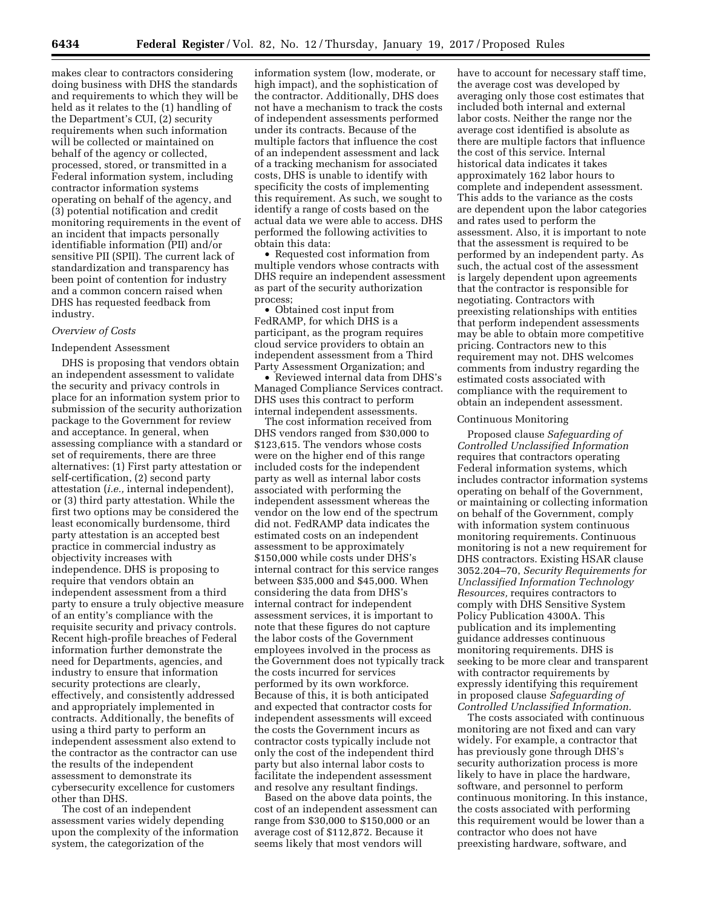makes clear to contractors considering doing business with DHS the standards and requirements to which they will be held as it relates to the (1) handling of the Department's CUI, (2) security requirements when such information will be collected or maintained on behalf of the agency or collected, processed, stored, or transmitted in a Federal information system, including contractor information systems operating on behalf of the agency, and (3) potential notification and credit monitoring requirements in the event of an incident that impacts personally identifiable information (PII) and/or sensitive PII (SPII). The current lack of standardization and transparency has been point of contention for industry and a common concern raised when DHS has requested feedback from industry.

### *Overview of Costs*

#### Independent Assessment

DHS is proposing that vendors obtain an independent assessment to validate the security and privacy controls in place for an information system prior to submission of the security authorization package to the Government for review and acceptance. In general, when assessing compliance with a standard or set of requirements, there are three alternatives: (1) First party attestation or self-certification, (2) second party attestation (*i.e.,* internal independent), or (3) third party attestation. While the first two options may be considered the least economically burdensome, third party attestation is an accepted best practice in commercial industry as objectivity increases with independence. DHS is proposing to require that vendors obtain an independent assessment from a third party to ensure a truly objective measure of an entity's compliance with the requisite security and privacy controls. Recent high-profile breaches of Federal information further demonstrate the need for Departments, agencies, and industry to ensure that information security protections are clearly, effectively, and consistently addressed and appropriately implemented in contracts. Additionally, the benefits of using a third party to perform an independent assessment also extend to the contractor as the contractor can use the results of the independent assessment to demonstrate its cybersecurity excellence for customers other than DHS.

The cost of an independent assessment varies widely depending upon the complexity of the information system, the categorization of the information system (low, moderate, or high impact), and the sophistication of the contractor. Additionally, DHS does not have a mechanism to track the costs of independent assessments performed under its contracts. Because of the multiple factors that influence the cost of an independent assessment and lack of a tracking mechanism for associated costs, DHS is unable to identify with specificity the costs of implementing this requirement. As such, we sought to identify a range of costs based on the actual data we were able to access. DHS performed the following activities to obtain this data:

- Requested cost information from multiple vendors whose contracts with DHS require an independent assessment as part of the security authorization process;
- Obtained cost input from FedRAMP, for which DHS is a participant, as the program requires cloud service providers to obtain an independent assessment from a Third Party Assessment Organization; and
- Reviewed internal data from DHS's Managed Compliance Services contract. DHS uses this contract to perform internal independent assessments.

The cost information received from DHS vendors ranged from $30,000 to $123,615. The vendors whose costs were on the higher end of this range included costs for the independent party as well as internal labor costs associated with performing the independent assessment whereas the vendor on the low end of the spectrum did not. FedRAMP data indicates the estimated costs on an independent assessment to be approximately $150,000 while costs under DHS's internal contract for this service ranges between $35,000 and $45,000. When considering the data from DHS's internal contract for independent assessment services, it is important to note that these figures do not capture the labor costs of the Government employees involved in the process as the Government does not typically track the costs incurred for services performed by its own workforce. Because of this, it is both anticipated and expected that contractor costs for independent assessments will exceed the costs the Government incurs as contractor costs typically include not only the cost of the independent third party but also internal labor costs to facilitate the independent assessment and resolve any resultant findings.

Based on the above data points, the cost of an independent assessment can range from $30,000 to $150,000 or an average cost of $112,872. Because it seems likely that most vendors will have to account for necessary staff time, the average cost was developed by averaging only those cost estimates that included both internal and external labor costs. Neither the range nor the average cost identified is absolute as there are multiple factors that influence the cost of this service. Internal historical data indicates it takes approximately 162 labor hours to complete and independent assessment. This adds to the variance as the costs are dependent upon the labor categories and rates used to perform the assessment. Also, it is important to note that the assessment is required to be performed by an independent party. As such, the actual cost of the assessment is largely dependent upon agreements that the contractor is responsible for negotiating. Contractors with preexisting relationships with entities that perform independent assessments may be able to obtain more competitive pricing. Contractors new to this requirement may not. DHS welcomes comments from industry regarding the estimated costs associated with compliance with the requirement to obtain an independent assessment.

#### Continuous Monitoring

Proposed clause *Safeguarding of Controlled Unclassified Information* requires that contractors operating Federal information systems, which includes contractor information systems operating on behalf of the Government, or maintaining or collecting information on behalf of the Government, comply with information system continuous monitoring requirements. Continuous monitoring is not a new requirement for DHS contractors. Existing HSAR clause 3052.204–70, *Security Requirements for Unclassified Information Technology Resources,* requires contractors to comply with DHS Sensitive System Policy Publication 4300A. This publication and its implementing guidance addresses continuous monitoring requirements. DHS is seeking to be more clear and transparent with contractor requirements by expressly identifying this requirement in proposed clause *Safeguarding of Controlled Unclassified Information.*

The costs associated with continuous monitoring are not fixed and can vary widely. For example, a contractor that has previously gone through DHS's security authorization process is more likely to have in place the hardware, software, and personnel to perform continuous monitoring. In this instance, the costs associated with performing this requirement would be lower than a contractor who does not have preexisting hardware, software, and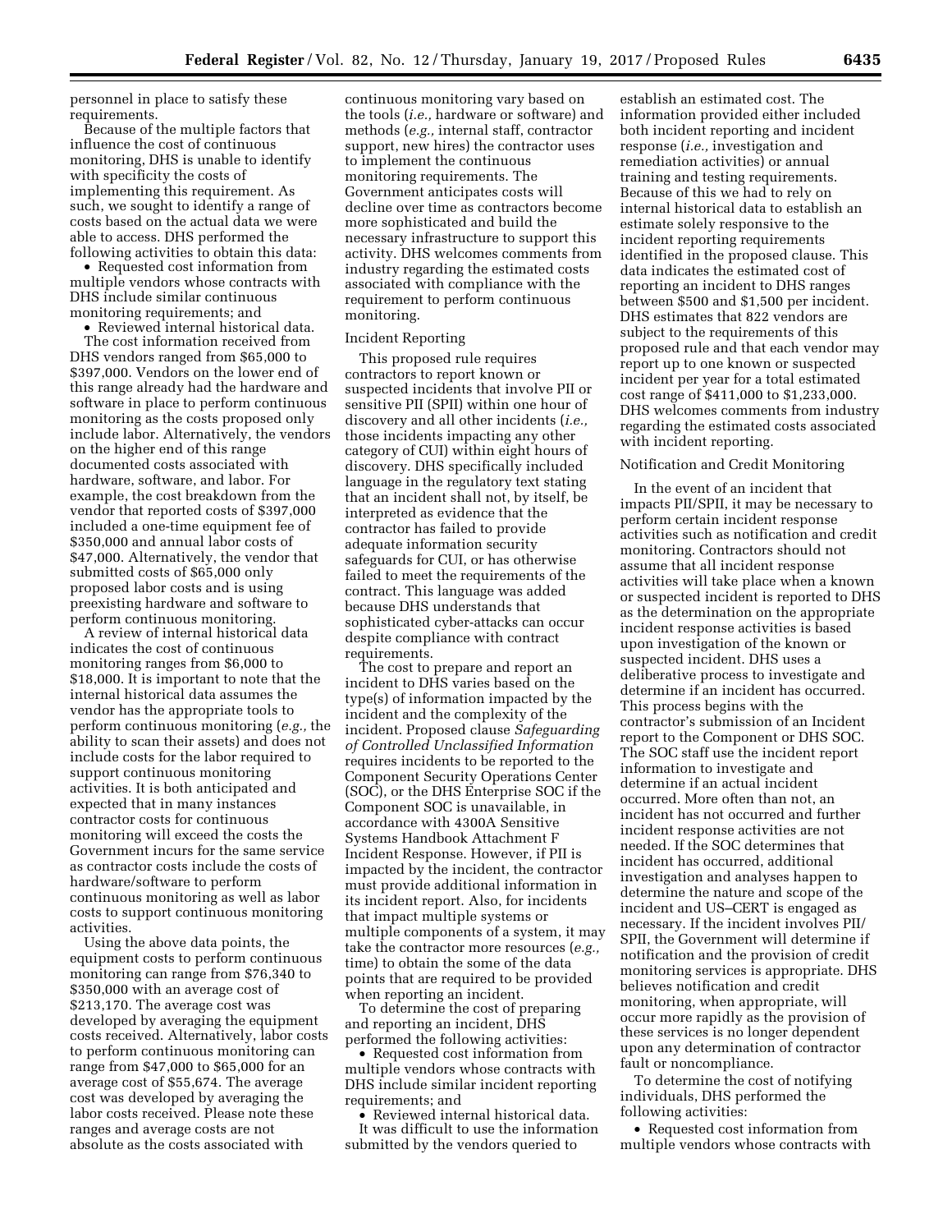personnel in place to satisfy these requirements.

Because of the multiple factors that influence the cost of continuous monitoring, DHS is unable to identify with specificity the costs of implementing this requirement. As such, we sought to identify a range of costs based on the actual data we were able to access. DHS performed the following activities to obtain this data:

- Requested cost information from multiple vendors whose contracts with DHS include similar continuous monitoring requirements; and
- Reviewed internal historical data.

The cost information received from DHS vendors ranged from $65,000 to $397,000. Vendors on the lower end of this range already had the hardware and software in place to perform continuous monitoring as the costs proposed only include labor. Alternatively, the vendors on the higher end of this range documented costs associated with hardware, software, and labor. For example, the cost breakdown from the vendor that reported costs of $397,000 included a one-time equipment fee of $350,000 and annual labor costs of $47,000. Alternatively, the vendor that submitted costs of $65,000 only proposed labor costs and is using preexisting hardware and software to perform continuous monitoring.

A review of internal historical data indicates the cost of continuous monitoring ranges from $6,000 to $18,000. It is important to note that the internal historical data assumes the vendor has the appropriate tools to perform continuous monitoring (*e.g.,* the ability to scan their assets) and does not include costs for the labor required to support continuous monitoring activities. It is both anticipated and expected that in many instances contractor costs for continuous monitoring will exceed the costs the Government incurs for the same service as contractor costs include the costs of hardware/software to perform continuous monitoring as well as labor costs to support continuous monitoring activities.

Using the above data points, the equipment costs to perform continuous monitoring can range from $76,340 to $350,000 with an average cost of $213,170. The average cost was developed by averaging the equipment costs received. Alternatively, labor costs to perform continuous monitoring can range from $47,000 to $65,000 for an average cost of $55,674. The average cost was developed by averaging the labor costs received. Please note these ranges and average costs are not absolute as the costs associated with continuous monitoring vary based on the tools (*i.e.,* hardware or software) and methods (*e.g.,* internal staff, contractor support, new hires) the contractor uses to implement the continuous monitoring requirements. The Government anticipates costs will decline over time as contractors become more sophisticated and build the necessary infrastructure to support this activity. DHS welcomes comments from industry regarding the estimated costs associated with compliance with the requirement to perform continuous monitoring.

Incident Reporting

This proposed rule requires contractors to report known or suspected incidents that involve PII or sensitive PII (SPII) within one hour of discovery and all other incidents (*i.e.,* those incidents impacting any other category of CUI) within eight hours of discovery. DHS specifically included language in the regulatory text stating that an incident shall not, by itself, be interpreted as evidence that the contractor has failed to provide adequate information security safeguards for CUI, or has otherwise failed to meet the requirements of the contract. This language was added because DHS understands that sophisticated cyber-attacks can occur despite compliance with contract requirements.

The cost to prepare and report an incident to DHS varies based on the type(s) of information impacted by the incident and the complexity of the incident. Proposed clause *Safeguarding of Controlled Unclassified Information* requires incidents to be reported to the Component Security Operations Center (SOC), or the DHS Enterprise SOC if the Component SOC is unavailable, in accordance with 4300A Sensitive Systems Handbook Attachment F Incident Response. However, if PII is impacted by the incident, the contractor must provide additional information in its incident report. Also, for incidents that impact multiple systems or multiple components of a system, it may take the contractor more resources (*e.g.,* time) to obtain the some of the data points that are required to be provided when reporting an incident.

To determine the cost of preparing and reporting an incident, DHS performed the following activities:

- Requested cost information from multiple vendors whose contracts with DHS include similar incident reporting requirements; and
- Reviewed internal historical data.

It was difficult to use the information submitted by the vendors queried to establish an estimated cost. The information provided either included both incident reporting and incident response (*i.e.,* investigation and remediation activities) or annual training and testing requirements. Because of this we had to rely on internal historical data to establish an estimate solely responsive to the incident reporting requirements identified in the proposed clause. This data indicates the estimated cost of reporting an incident to DHS ranges between $500 and $1,500 per incident. DHS estimates that 822 vendors are subject to the requirements of this proposed rule and that each vendor may report up to one known or suspected incident per year for a total estimated cost range of $411,000 to $1,233,000. DHS welcomes comments from industry regarding the estimated costs associated with incident reporting.

Notification and Credit Monitoring

In the event of an incident that impacts PII/SPII, it may be necessary to perform certain incident response activities such as notification and credit monitoring. Contractors should not assume that all incident response activities will take place when a known or suspected incident is reported to DHS as the determination on the appropriate incident response activities is based upon investigation of the known or suspected incident. DHS uses a deliberative process to investigate and determine if an incident has occurred. This process begins with the contractor's submission of an Incident report to the Component or DHS SOC. The SOC staff use the incident report information to investigate and determine if an actual incident occurred. More often than not, an incident has not occurred and further incident response activities are not needed. If the SOC determines that incident has occurred, additional investigation and analyses happen to determine the nature and scope of the incident and US–CERT is engaged as necessary. If the incident involves PII/SPII, the Government will determine if notification and the provision of credit monitoring services is appropriate. DHS believes notification and credit monitoring, when appropriate, will occur more rapidly as the provision of these services is no longer dependent upon any determination of contractor fault or noncompliance.

To determine the cost of notifying individuals, DHS performed the following activities:

- Requested cost information from multiple vendors whose contracts with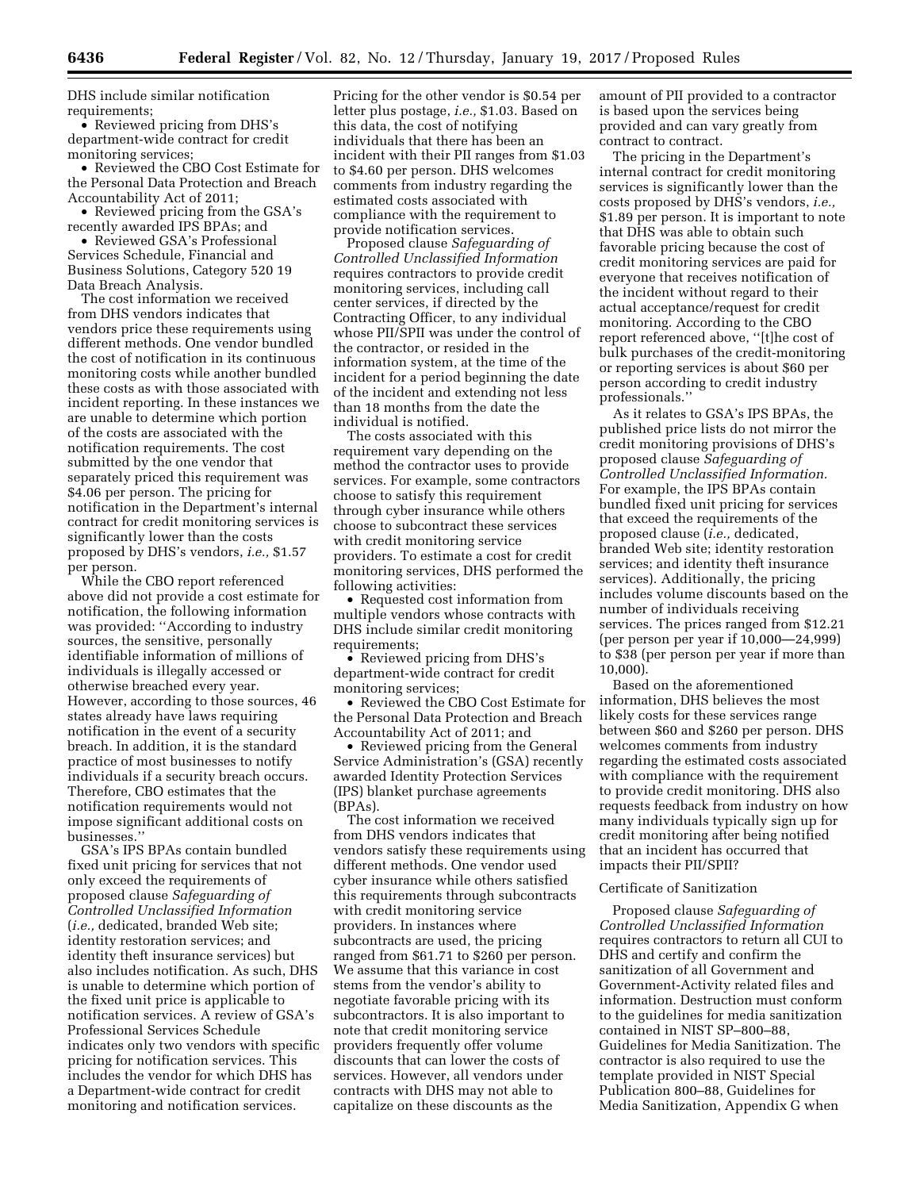DHS include similar notification requirements;

- Reviewed pricing from DHS's department-wide contract for credit monitoring services;
- Reviewed the CBO Cost Estimate for the Personal Data Protection and Breach Accountability Act of 2011;
- Reviewed pricing from the GSA's recently awarded IPS BPAs; and
- Reviewed GSA's Professional Services Schedule, Financial and Business Solutions, Category 520 19 Data Breach Analysis.

The cost information we received from DHS vendors indicates that vendors price these requirements using different methods. One vendor bundled the cost of notification in its continuous monitoring costs while another bundled these costs as with those associated with incident reporting. In these instances we are unable to determine which portion of the costs are associated with the notification requirements. The cost submitted by the one vendor that separately priced this requirement was $4.06 per person. The pricing for notification in the Department's internal contract for credit monitoring services is significantly lower than the costs proposed by DHS's vendors, *i.e.,* $1.57 per person.

While the CBO report referenced above did not provide a cost estimate for notification, the following information was provided: ''According to industry sources, the sensitive, personally identifiable information of millions of individuals is illegally accessed or otherwise breached every year. However, according to those sources, 46 states already have laws requiring notification in the event of a security breach. In addition, it is the standard practice of most businesses to notify individuals if a security breach occurs. Therefore, CBO estimates that the notification requirements would not impose significant additional costs on businesses.''

GSA's IPS BPAs contain bundled fixed unit pricing for services that not only exceed the requirements of proposed clause *Safeguarding of Controlled Unclassified Information* (*i.e.,* dedicated, branded Web site; identity restoration services; and identity theft insurance services) but also includes notification. As such, DHS is unable to determine which portion of the fixed unit price is applicable to notification services. A review of GSA's Professional Services Schedule indicates only two vendors with specific pricing for notification services. This includes the vendor for which DHS has a Department-wide contract for credit monitoring and notification services. Pricing for the other vendor is $0.54 per letter plus postage, *i.e.,* $1.03. Based on this data, the cost of notifying individuals that there has been an incident with their PII ranges from $1.03 to $4.60 per person. DHS welcomes comments from industry regarding the estimated costs associated with compliance with the requirement to provide notification services.

Proposed clause *Safeguarding of Controlled Unclassified Information* requires contractors to provide credit monitoring services, including call center services, if directed by the Contracting Officer, to any individual whose PII/SPII was under the control of the contractor, or resided in the information system, at the time of the incident for a period beginning the date of the incident and extending not less than 18 months from the date the individual is notified.

The costs associated with this requirement vary depending on the method the contractor uses to provide services. For example, some contractors choose to satisfy this requirement through cyber insurance while others choose to subcontract these services with credit monitoring service providers. To estimate a cost for credit monitoring services, DHS performed the following activities:

- Requested cost information from multiple vendors whose contracts with DHS include similar credit monitoring requirements;
- Reviewed pricing from DHS's department-wide contract for credit monitoring services;
- Reviewed the CBO Cost Estimate for the Personal Data Protection and Breach Accountability Act of 2011; and
- Reviewed pricing from the General Service Administration's (GSA) recently awarded Identity Protection Services (IPS) blanket purchase agreements (BPAs).

The cost information we received from DHS vendors indicates that vendors satisfy these requirements using different methods. One vendor used cyber insurance while others satisfied this requirements through subcontracts with credit monitoring service providers. In instances where subcontracts are used, the pricing ranged from $61.71 to $260 per person. We assume that this variance in cost stems from the vendor's ability to negotiate favorable pricing with its subcontractors. It is also important to note that credit monitoring service providers frequently offer volume discounts that can lower the costs of services. However, all vendors under contracts with DHS may not able to capitalize on these discounts as the amount of PII provided to a contractor is based upon the services being provided and can vary greatly from contract to contract.

The pricing in the Department's internal contract for credit monitoring services is significantly lower than the costs proposed by DHS's vendors, *i.e.,* $1.89 per person. It is important to note that DHS was able to obtain such favorable pricing because the cost of credit monitoring services are paid for everyone that receives notification of the incident without regard to their actual acceptance/request for credit monitoring. According to the CBO report referenced above, ''[t]he cost of bulk purchases of the credit-monitoring or reporting services is about $60 per person according to credit industry professionals.''

As it relates to GSA's IPS BPAs, the published price lists do not mirror the credit monitoring provisions of DHS's proposed clause *Safeguarding of Controlled Unclassified Information.* For example, the IPS BPAs contain bundled fixed unit pricing for services that exceed the requirements of the proposed clause (*i.e.,* dedicated, branded Web site; identity restoration services; and identity theft insurance services). Additionally, the pricing includes volume discounts based on the number of individuals receiving services. The prices ranged from $12.21 (per person per year if 10,000—24,999) to $38 (per person per year if more than 10,000).

Based on the aforementioned information, DHS believes the most likely costs for these services range between $60 and $260 per person. DHS welcomes comments from industry regarding the estimated costs associated with compliance with the requirement to provide credit monitoring. DHS also requests feedback from industry on how many individuals typically sign up for credit monitoring after being notified that an incident has occurred that impacts their PII/SPII?

Certificate of Sanitization

Proposed clause *Safeguarding of Controlled Unclassified Information* requires contractors to return all CUI to DHS and certify and confirm the sanitization of all Government and Government-Activity related files and information. Destruction must conform to the guidelines for media sanitization contained in NIST SP–800–88, Guidelines for Media Sanitization. The contractor is also required to use the template provided in NIST Special Publication 800–88, Guidelines for Media Sanitization, Appendix G when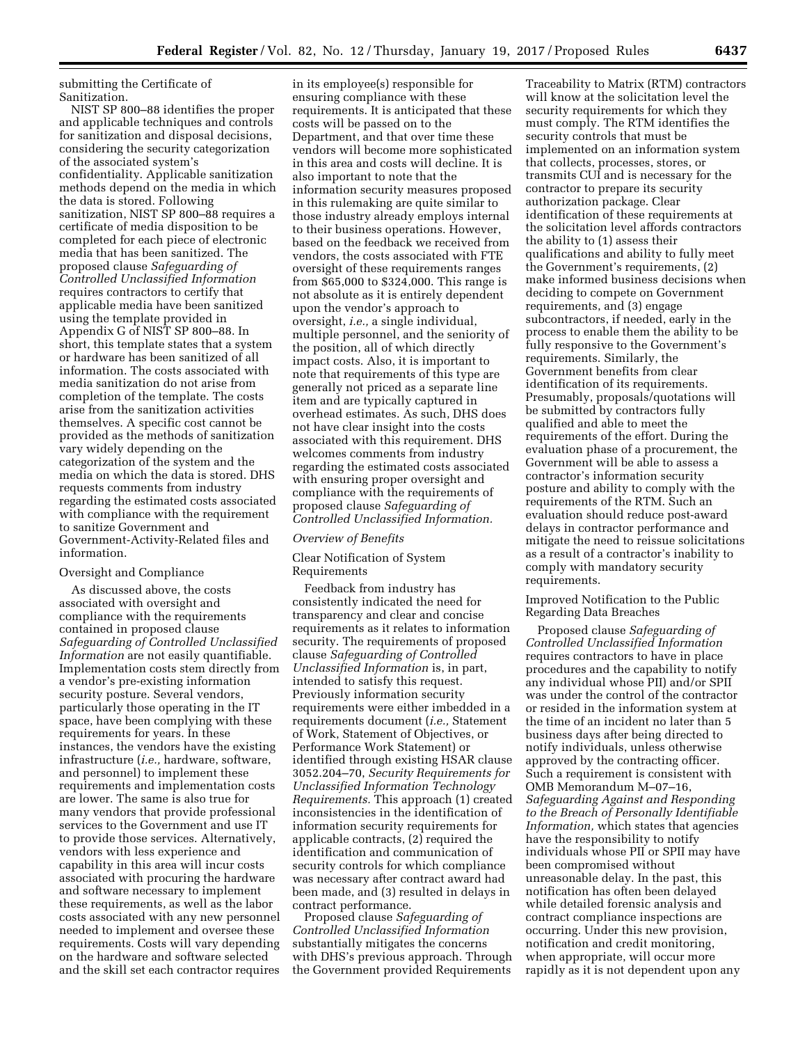submitting the Certificate of Sanitization.

NIST SP 800–88 identifies the proper and applicable techniques and controls for sanitization and disposal decisions, considering the security categorization of the associated system's confidentiality. Applicable sanitization methods depend on the media in which the data is stored. Following sanitization, NIST SP 800–88 requires a certificate of media disposition to be completed for each piece of electronic media that has been sanitized. The proposed clause *Safeguarding of Controlled Unclassified Information* requires contractors to certify that applicable media have been sanitized using the template provided in Appendix G of NIST SP 800–88. In short, this template states that a system or hardware has been sanitized of all information. The costs associated with media sanitization do not arise from completion of the template. The costs arise from the sanitization activities themselves. A specific cost cannot be provided as the methods of sanitization vary widely depending on the categorization of the system and the media on which the data is stored. DHS requests comments from industry regarding the estimated costs associated with compliance with the requirement to sanitize Government and Government-Activity-Related files and information.

Oversight and Compliance

As discussed above, the costs associated with oversight and compliance with the requirements contained in proposed clause *Safeguarding of Controlled Unclassified Information* are not easily quantifiable. Implementation costs stem directly from a vendor's pre-existing information security posture. Several vendors, particularly those operating in the IT space, have been complying with these requirements for years. In these instances, the vendors have the existing infrastructure (*i.e.,* hardware, software, and personnel) to implement these requirements and implementation costs are lower. The same is also true for many vendors that provide professional services to the Government and use IT to provide those services. Alternatively, vendors with less experience and capability in this area will incur costs associated with procuring the hardware and software necessary to implement these requirements, as well as the labor costs associated with any new personnel needed to implement and oversee these requirements. Costs will vary depending on the hardware and software selected and the skill set each contractor requires in its employee(s) responsible for ensuring compliance with these requirements. It is anticipated that these costs will be passed on to the Department, and that over time these vendors will become more sophisticated in this area and costs will decline. It is also important to note that the information security measures proposed in this rulemaking are quite similar to those industry already employs internal to their business operations. However, based on the feedback we received from vendors, the costs associated with FTE oversight of these requirements ranges from $65,000 to $324,000. This range is not absolute as it is entirely dependent upon the vendor's approach to oversight, *i.e.,* a single individual, multiple personnel, and the seniority of the position, all of which directly impact costs. Also, it is important to note that requirements of this type are generally not priced as a separate line item and are typically captured in overhead estimates. As such, DHS does not have clear insight into the costs associated with this requirement. DHS welcomes comments from industry regarding the estimated costs associated with ensuring proper oversight and compliance with the requirements of proposed clause *Safeguarding of Controlled Unclassified Information.*

*Overview of Benefits*

Clear Notification of System Requirements

Feedback from industry has consistently indicated the need for transparency and clear and concise requirements as it relates to information security. The requirements of proposed clause *Safeguarding of Controlled Unclassified Information* is, in part, intended to satisfy this request. Previously information security requirements were either imbedded in a requirements document (*i.e.,* Statement of Work, Statement of Objectives, or Performance Work Statement) or identified through existing HSAR clause 3052.204–70, *Security Requirements for Unclassified Information Technology Requirements.* This approach (1) created inconsistencies in the identification of information security requirements for applicable contracts, (2) required the identification and communication of security controls for which compliance was necessary after contract award had been made, and (3) resulted in delays in contract performance.

Proposed clause *Safeguarding of Controlled Unclassified Information* substantially mitigates the concerns with DHS's previous approach. Through the Government provided Requirements Traceability to Matrix (RTM) contractors will know at the solicitation level the security requirements for which they must comply. The RTM identifies the security controls that must be implemented on an information system that collects, processes, stores, or transmits CUI and is necessary for the contractor to prepare its security authorization package. Clear identification of these requirements at the solicitation level affords contractors the ability to (1) assess their qualifications and ability to fully meet the Government's requirements, (2) make informed business decisions when deciding to compete on Government requirements, and (3) engage subcontractors, if needed, early in the process to enable them the ability to be fully responsive to the Government's requirements. Similarly, the Government benefits from clear identification of its requirements. Presumably, proposals/quotations will be submitted by contractors fully qualified and able to meet the requirements of the effort. During the evaluation phase of a procurement, the Government will be able to assess a contractor's information security posture and ability to comply with the requirements of the RTM. Such an evaluation should reduce post-award delays in contractor performance and mitigate the need to reissue solicitations as a result of a contractor's inability to comply with mandatory security requirements.

Improved Notification to the Public Regarding Data Breaches

Proposed clause *Safeguarding of Controlled Unclassified Information* requires contractors to have in place procedures and the capability to notify any individual whose PII) and/or SPII was under the control of the contractor or resided in the information system at the time of an incident no later than 5 business days after being directed to notify individuals, unless otherwise approved by the contracting officer. Such a requirement is consistent with OMB Memorandum M–07–16, *Safeguarding Against and Responding to the Breach of Personally Identifiable Information,* which states that agencies have the responsibility to notify individuals whose PII or SPII may have been compromised without unreasonable delay. In the past, this notification has often been delayed while detailed forensic analysis and contract compliance inspections are occurring. Under this new provision, notification and credit monitoring, when appropriate, will occur more rapidly as it is not dependent upon any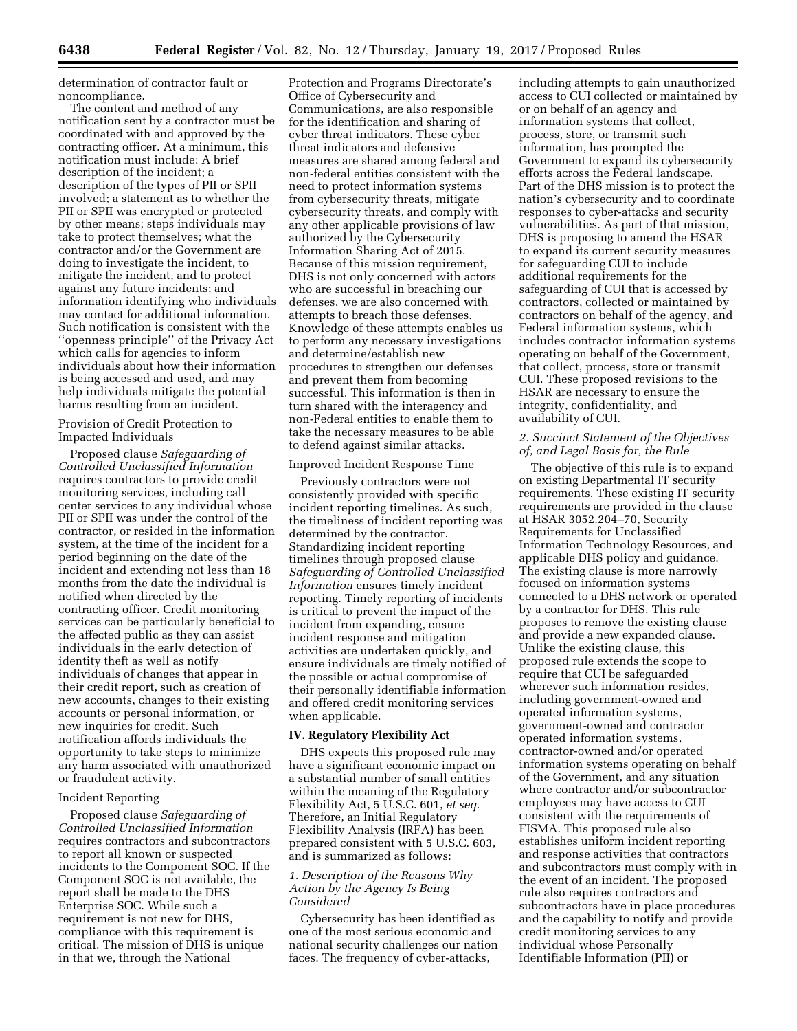determination of contractor fault or noncompliance.

The content and method of any notification sent by a contractor must be coordinated with and approved by the contracting officer. At a minimum, this notification must include: A brief description of the incident; a description of the types of PII or SPII involved; a statement as to whether the PII or SPII was encrypted or protected by other means; steps individuals may take to protect themselves; what the contractor and/or the Government are doing to investigate the incident, to mitigate the incident, and to protect against any future incidents; and information identifying who individuals may contact for additional information. Such notification is consistent with the "openness principle" of the Privacy Act which calls for agencies to inform individuals about how their information is being accessed and used, and may help individuals mitigate the potential harms resulting from an incident.

Provision of Credit Protection to Impacted Individuals

Proposed clause *Safeguarding of Controlled Unclassified Information* requires contractors to provide credit monitoring services, including call center services to any individual whose PII or SPII was under the control of the contractor, or resided in the information system, at the time of the incident for a period beginning on the date of the incident and extending not less than 18 months from the date the individual is notified when directed by the contracting officer. Credit monitoring services can be particularly beneficial to the affected public as they can assist individuals in the early detection of identity theft as well as notify individuals of changes that appear in their credit report, such as creation of new accounts, changes to their existing accounts or personal information, or new inquiries for credit. Such notification affords individuals the opportunity to take steps to minimize any harm associated with unauthorized or fraudulent activity.

Incident Reporting

Proposed clause *Safeguarding of Controlled Unclassified Information* requires contractors and subcontractors to report all known or suspected incidents to the Component SOC. If the Component SOC is not available, the report shall be made to the DHS Enterprise SOC. While such a requirement is not new for DHS, compliance with this requirement is critical. The mission of DHS is unique in that we, through the National Protection and Programs Directorate's Office of Cybersecurity and Communications, are also responsible for the identification and sharing of cyber threat indicators. These cyber threat indicators and defensive measures are shared among federal and non-federal entities consistent with the need to protect information systems from cybersecurity threats, mitigate cybersecurity threats, and comply with any other applicable provisions of law authorized by the Cybersecurity Information Sharing Act of 2015. Because of this mission requirement, DHS is not only concerned with actors who are successful in breaching our defenses, we are also concerned with attempts to breach those defenses. Knowledge of these attempts enables us to perform any necessary investigations and determine/establish new procedures to strengthen our defenses and prevent them from becoming successful. This information is then in turn shared with the interagency and non-Federal entities to enable them to take the necessary measures to be able to defend against similar attacks.

Improved Incident Response Time

Previously contractors were not consistently provided with specific incident reporting timelines. As such, the timeliness of incident reporting was determined by the contractor. Standardizing incident reporting timelines through proposed clause *Safeguarding of Controlled Unclassified Information* ensures timely incident reporting. Timely reporting of incidents is critical to prevent the impact of the incident from expanding, ensure incident response and mitigation activities are undertaken quickly, and ensure individuals are timely notified of the possible or actual compromise of their personally identifiable information and offered credit monitoring services when applicable.

## IV. Regulatory Flexibility Act

DHS expects this proposed rule may have a significant economic impact on a substantial number of small entities within the meaning of the Regulatory Flexibility Act, 5 U.S.C. 601, *et seq.* Therefore, an Initial Regulatory Flexibility Analysis (IRFA) has been prepared consistent with 5 U.S.C. 603, and is summarized as follows:

### *1. Description of the Reasons Why Action by the Agency Is Being Considered*

Cybersecurity has been identified as one of the most serious economic and national security challenges our nation faces. The frequency of cyber-attacks, including attempts to gain unauthorized access to CUI collected or maintained by or on behalf of an agency and information systems that collect, process, store, or transmit such information, has prompted the Government to expand its cybersecurity efforts across the Federal landscape. Part of the DHS mission is to protect the nation's cybersecurity and to coordinate responses to cyber-attacks and security vulnerabilities. As part of that mission, DHS is proposing to amend the HSAR to expand its current security measures for safeguarding CUI to include additional requirements for the safeguarding of CUI that is accessed by contractors, collected or maintained by contractors on behalf of the agency, and Federal information systems, which includes contractor information systems operating on behalf of the Government, that collect, process, store or transmit CUI. These proposed revisions to the HSAR are necessary to ensure the integrity, confidentiality, and availability of CUI.

### *2. Succinct Statement of the Objectives of, and Legal Basis for, the Rule*

The objective of this rule is to expand on existing Departmental IT security requirements. These existing IT security requirements are provided in the clause at HSAR 3052.204–70, Security Requirements for Unclassified Information Technology Resources, and applicable DHS policy and guidance. The existing clause is more narrowly focused on information systems connected to a DHS network or operated by a contractor for DHS. This rule proposes to remove the existing clause and provide a new expanded clause. Unlike the existing clause, this proposed rule extends the scope to require that CUI be safeguarded wherever such information resides, including government-owned and operated information systems, government-owned and contractor operated information systems, contractor-owned and/or operated information systems operating on behalf of the Government, and any situation where contractor and/or subcontractor employees may have access to CUI consistent with the requirements of FISMA. This proposed rule also establishes uniform incident reporting and response activities that contractors and subcontractors must comply with in the event of an incident. The proposed rule also requires contractors and subcontractors have in place procedures and the capability to notify and provide credit monitoring services to any individual whose Personally Identifiable Information (PII) or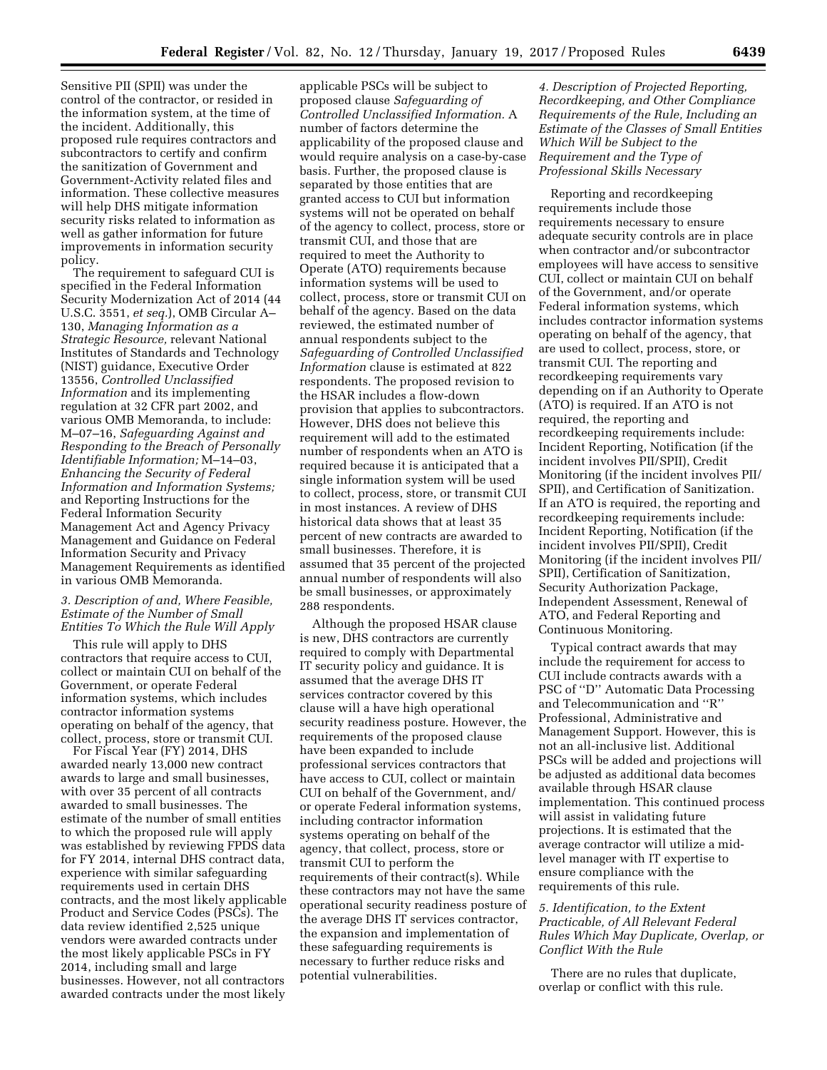Sensitive PII (SPII) was under the control of the contractor, or resided in the information system, at the time of the incident. Additionally, this proposed rule requires contractors and subcontractors to certify and confirm the sanitization of Government and Government-Activity related files and information. These collective measures will help DHS mitigate information security risks related to information as well as gather information for future improvements in information security policy.

The requirement to safeguard CUI is specified in the Federal Information Security Modernization Act of 2014 (44 U.S.C. 3551, *et seq.*), OMB Circular A–130, *Managing Information as a Strategic Resource,* relevant National Institutes of Standards and Technology (NIST) guidance, Executive Order 13556, *Controlled Unclassified Information* and its implementing regulation at 32 CFR part 2002, and various OMB Memoranda, to include: M–07–16, *Safeguarding Against and Responding to the Breach of Personally Identifiable Information;* M–14–03, *Enhancing the Security of Federal Information and Information Systems;* and Reporting Instructions for the Federal Information Security Management Act and Agency Privacy Management and Guidance on Federal Information Security and Privacy Management Requirements as identified in various OMB Memoranda.

### *3. Description of and, Where Feasible, Estimate of the Number of Small Entities To Which the Rule Will Apply*

This rule will apply to DHS contractors that require access to CUI, collect or maintain CUI on behalf of the Government, or operate Federal information systems, which includes contractor information systems operating on behalf of the agency, that collect, process, store or transmit CUI.

For Fiscal Year (FY) 2014, DHS awarded nearly 13,000 new contract awards to large and small businesses, with over 35 percent of all contracts awarded to small businesses. The estimate of the number of small entities to which the proposed rule will apply was established by reviewing FPDS data for FY 2014, internal DHS contract data, experience with similar safeguarding requirements used in certain DHS contracts, and the most likely applicable Product and Service Codes (PSCs). The data review identified 2,525 unique vendors were awarded contracts under the most likely applicable PSCs in FY 2014, including small and large businesses. However, not all contractors awarded contracts under the most likely applicable PSCs will be subject to proposed clause *Safeguarding of Controlled Unclassified Information.* A number of factors determine the applicability of the proposed clause and would require analysis on a case-by-case basis. Further, the proposed clause is separated by those entities that are granted access to CUI but information systems will not be operated on behalf of the agency to collect, process, store or transmit CUI, and those that are required to meet the Authority to Operate (ATO) requirements because information systems will be used to collect, process, store or transmit CUI on behalf of the agency. Based on the data reviewed, the estimated number of annual respondents subject to the *Safeguarding of Controlled Unclassified Information* clause is estimated at 822 respondents. The proposed revision to the HSAR includes a flow-down provision that applies to subcontractors. However, DHS does not believe this requirement will add to the estimated number of respondents when an ATO is required because it is anticipated that a single information system will be used to collect, process, store, or transmit CUI in most instances. A review of DHS historical data shows that at least 35 percent of new contracts are awarded to small businesses. Therefore, it is assumed that 35 percent of the projected annual number of respondents will also be small businesses, or approximately 288 respondents.

Although the proposed HSAR clause is new, DHS contractors are currently required to comply with Departmental IT security policy and guidance. It is assumed that the average DHS IT services contractor covered by this clause will a have high operational security readiness posture. However, the requirements of the proposed clause have been expanded to include professional services contractors that have access to CUI, collect or maintain CUI on behalf of the Government, and/or operate Federal information systems, including contractor information systems operating on behalf of the agency, that collect, process, store or transmit CUI to perform the requirements of their contract(s). While these contractors may not have the same operational security readiness posture of the average DHS IT services contractor, the expansion and implementation of these safeguarding requirements is necessary to further reduce risks and potential vulnerabilities.

### *4. Description of Projected Reporting, Recordkeeping, and Other Compliance Requirements of the Rule, Including an Estimate of the Classes of Small Entities Which Will be Subject to the Requirement and the Type of Professional Skills Necessary*

Reporting and recordkeeping requirements include those requirements necessary to ensure adequate security controls are in place when contractor and/or subcontractor employees will have access to sensitive CUI, collect or maintain CUI on behalf of the Government, and/or operate Federal information systems, which includes contractor information systems operating on behalf of the agency, that are used to collect, process, store, or transmit CUI. The reporting and recordkeeping requirements vary depending on if an Authority to Operate (ATO) is required. If an ATO is not required, the reporting and recordkeeping requirements include: Incident Reporting, Notification (if the incident involves PII/SPII), Credit Monitoring (if the incident involves PII/SPII), and Certification of Sanitization. If an ATO is required, the reporting and recordkeeping requirements include: Incident Reporting, Notification (if the incident involves PII/SPII), Credit Monitoring (if the incident involves PII/SPII), Certification of Sanitization, Security Authorization Package, Independent Assessment, Renewal of ATO, and Federal Reporting and Continuous Monitoring.

Typical contract awards that may include the requirement for access to CUI include contracts awards with a PSC of ''D'' Automatic Data Processing and Telecommunication and ''R'' Professional, Administrative and Management Support. However, this is not an all-inclusive list. Additional PSCs will be added and projections will be adjusted as additional data becomes available through HSAR clause implementation. This continued process will assist in validating future projections. It is estimated that the average contractor will utilize a mid-level manager with IT expertise to ensure compliance with the requirements of this rule.

### *5. Identification, to the Extent Practicable, of All Relevant Federal Rules Which May Duplicate, Overlap, or Conflict With the Rule*

There are no rules that duplicate, overlap or conflict with this rule.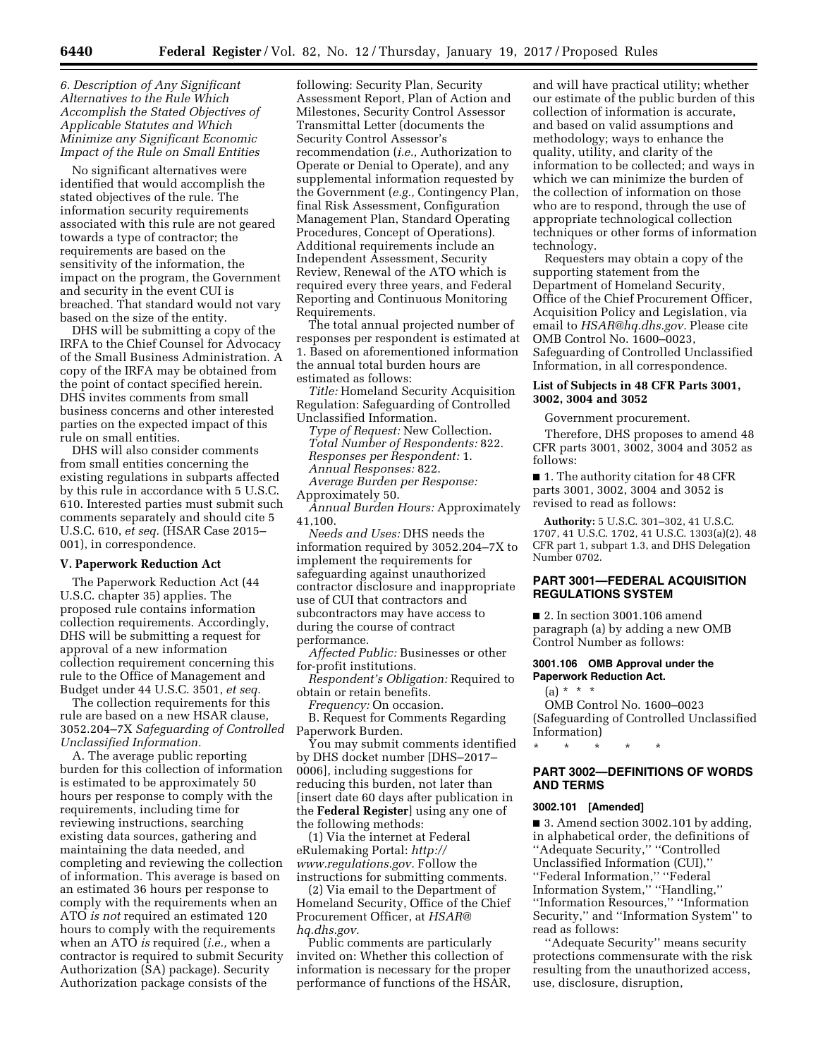*6. Description of Any Significant Alternatives to the Rule Which Accomplish the Stated Objectives of Applicable Statutes and Which Minimize any Significant Economic Impact of the Rule on Small Entities*

No significant alternatives were identified that would accomplish the stated objectives of the rule. The information security requirements associated with this rule are not geared towards a type of contractor; the requirements are based on the sensitivity of the information, the impact on the program, the Government and security in the event CUI is breached. That standard would not vary based on the size of the entity.

DHS will be submitting a copy of the IRFA to the Chief Counsel for Advocacy of the Small Business Administration. A copy of the IRFA may be obtained from the point of contact specified herein. DHS invites comments from small business concerns and other interested parties on the expected impact of this rule on small entities.

DHS will also consider comments from small entities concerning the existing regulations in subparts affected by this rule in accordance with 5 U.S.C. 610. Interested parties must submit such comments separately and should cite 5 U.S.C. 610, *et seq.* (HSAR Case 2015–001), in correspondence.

**V. Paperwork Reduction Act**

The Paperwork Reduction Act (44 U.S.C. chapter 35) applies. The proposed rule contains information collection requirements. Accordingly, DHS will be submitting a request for approval of a new information collection requirement concerning this rule to the Office of Management and Budget under 44 U.S.C. 3501, *et seq.*

The collection requirements for this rule are based on a new HSAR clause, 3052.204–7X *Safeguarding of Controlled Unclassified Information.*

A. The average public reporting burden for this collection of information is estimated to be approximately 50 hours per response to comply with the requirements, including time for reviewing instructions, searching existing data sources, gathering and maintaining the data needed, and completing and reviewing the collection of information. This average is based on an estimated 36 hours per response to comply with the requirements when an ATO *is not* required an estimated 120 hours to comply with the requirements when an ATO *is* required (*i.e.,* when a contractor is required to submit Security Authorization (SA) package). Security Authorization package consists of the following: Security Plan, Security Assessment Report, Plan of Action and Milestones, Security Control Assessor Transmittal Letter (documents the Security Control Assessor's recommendation (*i.e.,* Authorization to Operate or Denial to Operate), and any supplemental information requested by the Government (*e.g.,* Contingency Plan, final Risk Assessment, Configuration Management Plan, Standard Operating Procedures, Concept of Operations). Additional requirements include an Independent Assessment, Security Review, Renewal of the ATO which is required every three years, and Federal Reporting and Continuous Monitoring Requirements.

The total annual projected number of responses per respondent is estimated at 1. Based on aforementioned information the annual total burden hours are estimated as follows:

*Title:* Homeland Security Acquisition Regulation: Safeguarding of Controlled Unclassified Information.

*Type of Request:* New Collection.

*Total Number of Respondents:* 822.

*Responses per Respondent:* 1.

*Annual Responses:* 822.

*Average Burden per Response:* Approximately 50.

*Annual Burden Hours:* Approximately 41,100.

*Needs and Uses:* DHS needs the information required by 3052.204–7X to implement the requirements for safeguarding against unauthorized contractor disclosure and inappropriate use of CUI that contractors and subcontractors may have access to during the course of contract performance.

*Affected Public:* Businesses or other for-profit institutions.

*Respondent's Obligation:* Required to obtain or retain benefits.

*Frequency:* On occasion.

B. Request for Comments Regarding Paperwork Burden.

You may submit comments identified by DHS docket number [DHS–2017–0006], including suggestions for reducing this burden, not later than [insert date 60 days after publication in the **Federal Register**] using any one of the following methods:

(1) Via the internet at Federal eRulemaking Portal: *http://www.regulations.gov.* Follow the instructions for submitting comments.

(2) Via email to the Department of Homeland Security, Office of the Chief Procurement Officer, at *HSAR@hq.dhs.gov.*

Public comments are particularly invited on: Whether this collection of information is necessary for the proper performance of functions of the HSAR, and will have practical utility; whether our estimate of the public burden of this collection of information is accurate, and based on valid assumptions and methodology; ways to enhance the quality, utility, and clarity of the information to be collected; and ways in which we can minimize the burden of the collection of information on those who are to respond, through the use of appropriate technological collection techniques or other forms of information technology.

Requesters may obtain a copy of the supporting statement from the Department of Homeland Security, Office of the Chief Procurement Officer, Acquisition Policy and Legislation, via email to *HSAR@hq.dhs.gov.* Please cite OMB Control No. 1600–0023, Safeguarding of Controlled Unclassified Information, in all correspondence.

**List of Subjects in 48 CFR Parts 3001, 3002, 3004 and 3052**

Government procurement.

Therefore, DHS proposes to amend 48 CFR parts 3001, 3002, 3004 and 3052 as follows:

■ 1. The authority citation for 48 CFR parts 3001, 3002, 3004 and 3052 is revised to read as follows:

**Authority:** 5 U.S.C. 301–302, 41 U.S.C. 1707, 41 U.S.C. 1702, 41 U.S.C. 1303(a)(2), 48 CFR part 1, subpart 1.3, and DHS Delegation Number 0702.

## PART 3001—FEDERAL ACQUISITION REGULATIONS SYSTEM

■ 2. In section 3001.106 amend paragraph (a) by adding a new OMB Control Number as follows:

**3001.106 OMB Approval under the Paperwork Reduction Act.**

(a) * * *

OMB Control No. 1600–0023 (Safeguarding of Controlled Unclassified Information)

\* \* \* \* \*

## PART 3002—DEFINITIONS OF WORDS AND TERMS

**3002.101 [Amended]**

■ 3. Amend section 3002.101 by adding, in alphabetical order, the definitions of ''Adequate Security,'' ''Controlled Unclassified Information (CUI),'' ''Federal Information,'' ''Federal Information System,'' ''Handling,'' ''Information Resources,'' ''Information Security,'' and ''Information System'' to read as follows:

''Adequate Security'' means security protections commensurate with the risk resulting from the unauthorized access, use, disclosure, disruption,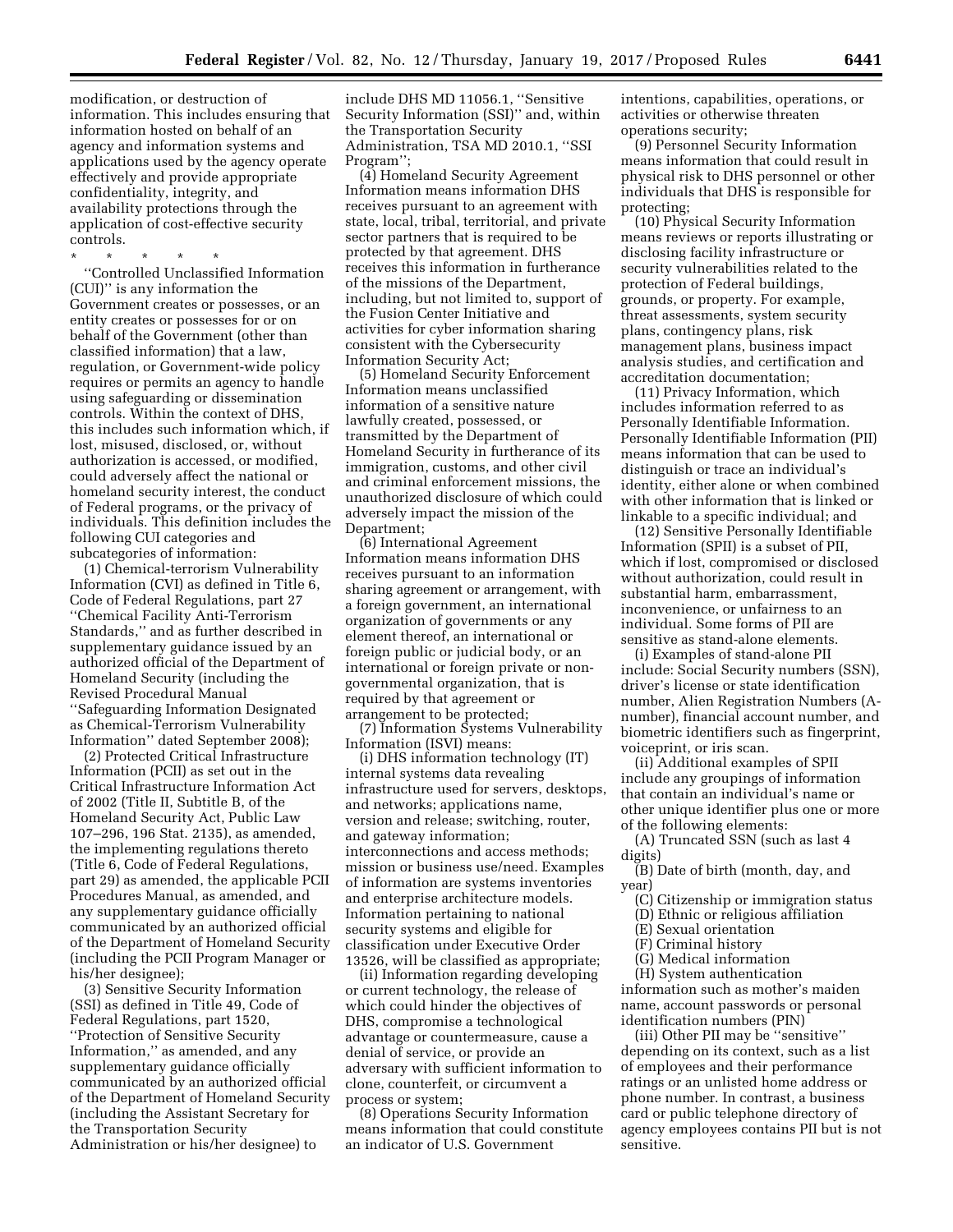modification, or destruction of information. This includes ensuring that information hosted on behalf of an agency and information systems and applications used by the agency operate effectively and provide appropriate confidentiality, integrity, and availability protections through the application of cost-effective security controls.

\* \* \* \* \*

''Controlled Unclassified Information (CUI)'' is any information the Government creates or possesses, or an entity creates or possesses for or on behalf of the Government (other than classified information) that a law, regulation, or Government-wide policy requires or permits an agency to handle using safeguarding or dissemination controls. Within the context of DHS, this includes such information which, if lost, misused, disclosed, or, without authorization is accessed, or modified, could adversely affect the national or homeland security interest, the conduct of Federal programs, or the privacy of individuals. This definition includes the following CUI categories and subcategories of information:

(1) Chemical-terrorism Vulnerability Information (CVI) as defined in Title 6, Code of Federal Regulations, part 27 ''Chemical Facility Anti-Terrorism Standards,'' and as further described in supplementary guidance issued by an authorized official of the Department of Homeland Security (including the Revised Procedural Manual ''Safeguarding Information Designated as Chemical-Terrorism Vulnerability Information'' dated September 2008);

(2) Protected Critical Infrastructure Information (PCII) as set out in the Critical Infrastructure Information Act of 2002 (Title II, Subtitle B, of the Homeland Security Act, Public Law 107–296, 196 Stat. 2135), as amended, the implementing regulations thereto (Title 6, Code of Federal Regulations, part 29) as amended, the applicable PCII Procedures Manual, as amended, and any supplementary guidance officially communicated by an authorized official of the Department of Homeland Security (including the PCII Program Manager or his/her designee);

(3) Sensitive Security Information (SSI) as defined in Title 49, Code of Federal Regulations, part 1520, ''Protection of Sensitive Security Information,'' as amended, and any supplementary guidance officially communicated by an authorized official of the Department of Homeland Security (including the Assistant Secretary for the Transportation Security Administration or his/her designee) to include DHS MD 11056.1, ''Sensitive Security Information (SSI)'' and, within the Transportation Security Administration, TSA MD 2010.1, ''SSI Program'';

(4) Homeland Security Agreement Information means information DHS receives pursuant to an agreement with state, local, tribal, territorial, and private sector partners that is required to be protected by that agreement. DHS receives this information in furtherance of the missions of the Department, including, but not limited to, support of the Fusion Center Initiative and activities for cyber information sharing consistent with the Cybersecurity Information Security Act;

(5) Homeland Security Enforcement Information means unclassified information of a sensitive nature lawfully created, possessed, or transmitted by the Department of Homeland Security in furtherance of its immigration, customs, and other civil and criminal enforcement missions, the unauthorized disclosure of which could adversely impact the mission of the Department;

(6) International Agreement Information means information DHS receives pursuant to an information sharing agreement or arrangement, with a foreign government, an international organization of governments or any element thereof, an international or foreign public or judicial body, or an international or foreign private or non-governmental organization, that is required by that agreement or arrangement to be protected;

(7) Information Systems Vulnerability Information (ISVI) means:

(i) DHS information technology (IT) internal systems data revealing infrastructure used for servers, desktops, and networks; applications name, version and release; switching, router, and gateway information; interconnections and access methods; mission or business use/need. Examples of information are systems inventories and enterprise architecture models. Information pertaining to national security systems and eligible for classification under Executive Order 13526, will be classified as appropriate;

(ii) Information regarding developing or current technology, the release of which could hinder the objectives of DHS, compromise a technological advantage or countermeasure, cause a denial of service, or provide an adversary with sufficient information to clone, counterfeit, or circumvent a process or system;

(8) Operations Security Information means information that could constitute an indicator of U.S. Government intentions, capabilities, operations, or activities or otherwise threaten operations security;

(9) Personnel Security Information means information that could result in physical risk to DHS personnel or other individuals that DHS is responsible for protecting;

(10) Physical Security Information means reviews or reports illustrating or disclosing facility infrastructure or security vulnerabilities related to the protection of Federal buildings, grounds, or property. For example, threat assessments, system security plans, contingency plans, risk management plans, business impact analysis studies, and certification and accreditation documentation;

(11) Privacy Information, which includes information referred to as Personally Identifiable Information. Personally Identifiable Information (PII) means information that can be used to distinguish or trace an individual's identity, either alone or when combined with other information that is linked or linkable to a specific individual; and

(12) Sensitive Personally Identifiable Information (SPII) is a subset of PII, which if lost, compromised or disclosed without authorization, could result in substantial harm, embarrassment, inconvenience, or unfairness to an individual. Some forms of PII are sensitive as stand-alone elements.

(i) Examples of stand-alone PII include: Social Security numbers (SSN), driver's license or state identification number, Alien Registration Numbers (A-number), financial account number, and biometric identifiers such as fingerprint, voiceprint, or iris scan.

(ii) Additional examples of SPII include any groupings of information that contain an individual's name or other unique identifier plus one or more of the following elements:

(A) Truncated SSN (such as last 4 digits)

(B) Date of birth (month, day, and year)

(C) Citizenship or immigration status

(D) Ethnic or religious affiliation

(E) Sexual orientation

(F) Criminal history

(G) Medical information

(H) System authentication information such as mother's maiden name, account passwords or personal identification numbers (PIN)

(iii) Other PII may be ''sensitive'' depending on its context, such as a list of employees and their performance ratings or an unlisted home address or phone number. In contrast, a business card or public telephone directory of agency employees contains PII but is not sensitive.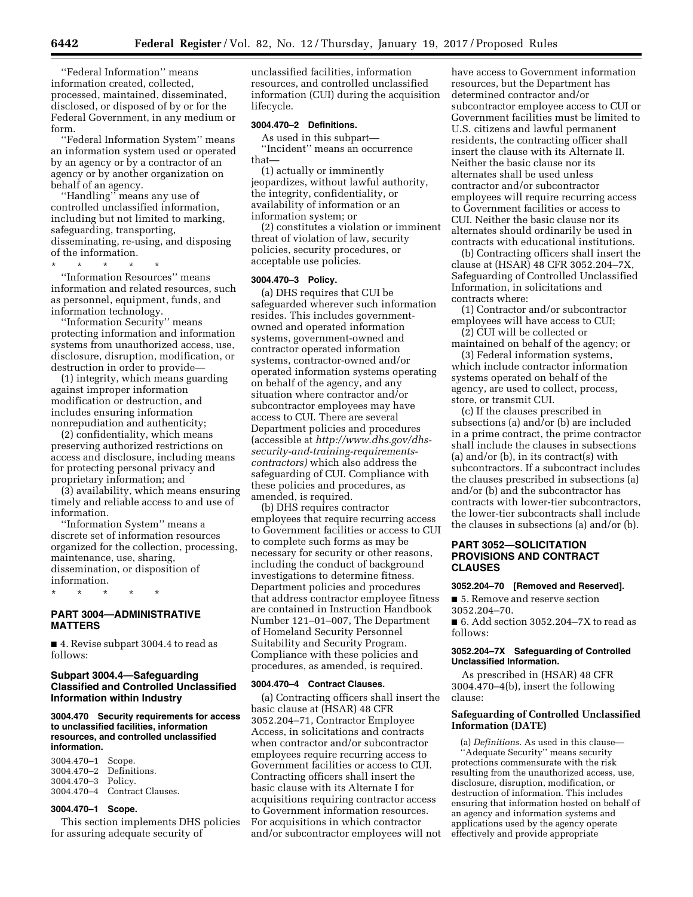"Federal Information" means information created, collected, processed, maintained, disseminated, disclosed, or disposed of by or for the Federal Government, in any medium or form.

"Federal Information System" means an information system used or operated by an agency or by a contractor of an agency or by another organization on behalf of an agency.

"Handling" means any use of controlled unclassified information, including but not limited to marking, safeguarding, transporting, disseminating, re-using, and disposing of the information.

\* \* \* \* \*

"Information Resources" means information and related resources, such as personnel, equipment, funds, and information technology.

"Information Security" means protecting information and information systems from unauthorized access, use, disclosure, disruption, modification, or destruction in order to provide—

(1) integrity, which means guarding against improper information modification or destruction, and includes ensuring information nonrepudiation and authenticity;

(2) confidentiality, which means preserving authorized restrictions on access and disclosure, including means for protecting personal privacy and proprietary information; and

(3) availability, which means ensuring timely and reliable access to and use of information.

"Information System" means a discrete set of information resources organized for the collection, processing, maintenance, use, sharing, dissemination, or disposition of information.

\* \* \* \* \*

## PART 3004—ADMINISTRATIVE MATTERS

■ 4. Revise subpart 3004.4 to read as follows:

### Subpart 3004.4—Safeguarding Classified and Controlled Unclassified Information within Industry

#### 3004.470 Security requirements for access to unclassified facilities, information resources, and controlled unclassified information.

3004.470–1 Scope.
3004.470–2 Definitions.
3004.470–3 Policy.
3004.470–4 Contract Clauses.

#### 3004.470–1 Scope.

This section implements DHS policies for assuring adequate security of unclassified facilities, information resources, and controlled unclassified information (CUI) during the acquisition lifecycle.

#### 3004.470–2 Definitions.

As used in this subpart—

"Incident" means an occurrence that—

(1) actually or imminently jeopardizes, without lawful authority, the integrity, confidentiality, or availability of information or an information system; or

(2) constitutes a violation or imminent threat of violation of law, security policies, security procedures, or acceptable use policies.

#### 3004.470–3 Policy.

(a) DHS requires that CUI be safeguarded wherever such information resides. This includes government-owned and operated information systems, government-owned and contractor operated information systems, contractor-owned and/or operated information systems operating on behalf of the agency, and any situation where contractor and/or subcontractor employees may have access to CUI. There are several Department policies and procedures (accessible at *http://www.dhs.gov/dhs-security-and-training-requirements-contractors)* which also address the safeguarding of CUI. Compliance with these policies and procedures, as amended, is required.

(b) DHS requires contractor employees that require recurring access to Government facilities or access to CUI to complete such forms as may be necessary for security or other reasons, including the conduct of background investigations to determine fitness. Department policies and procedures that address contractor employee fitness are contained in Instruction Handbook Number 121–01–007, The Department of Homeland Security Personnel Suitability and Security Program. Compliance with these policies and procedures, as amended, is required.

#### 3004.470–4 Contract Clauses.

(a) Contracting officers shall insert the basic clause at (HSAR) 48 CFR 3052.204–71, Contractor Employee Access, in solicitations and contracts when contractor and/or subcontractor employees require recurring access to Government facilities or access to CUI. Contracting officers shall insert the basic clause with its Alternate I for acquisitions requiring contractor access to Government information resources. For acquisitions in which contractor and/or subcontractor employees will not have access to Government information resources, but the Department has determined contractor and/or subcontractor employee access to CUI or Government facilities must be limited to U.S. citizens and lawful permanent residents, the contracting officer shall insert the clause with its Alternate II. Neither the basic clause nor its alternates shall be used unless contractor and/or subcontractor employees will require recurring access to Government facilities or access to CUI. Neither the basic clause nor its alternates should ordinarily be used in contracts with educational institutions.

(b) Contracting officers shall insert the clause at (HSAR) 48 CFR 3052.204–7X, Safeguarding of Controlled Unclassified Information, in solicitations and contracts where:

(1) Contractor and/or subcontractor employees will have access to CUI;

(2) CUI will be collected or maintained on behalf of the agency; or

(3) Federal information systems, which include contractor information systems operated on behalf of the agency, are used to collect, process, store, or transmit CUI.

(c) If the clauses prescribed in subsections (a) and/or (b) are included in a prime contract, the prime contractor shall include the clauses in subsections (a) and/or (b), in its contract(s) with subcontractors. If a subcontract includes the clauses prescribed in subsections (a) and/or (b) and the subcontractor has contracts with lower-tier subcontractors, the lower-tier subcontracts shall include the clauses in subsections (a) and/or (b).

## PART 3052—SOLICITATION PROVISIONS AND CONTRACT CLAUSES

#### 3052.204–70 [Removed and Reserved].

■ 5. Remove and reserve section 3052.204–70.

■ 6. Add section 3052.204–7X to read as follows:

#### 3052.204–7X Safeguarding of Controlled Unclassified Information.

As prescribed in (HSAR) 48 CFR 3004.470–4(b), insert the following clause:

**Safeguarding of Controlled Unclassified Information (DATE)**

(a) *Definitions.* As used in this clause—

"Adequate Security" means security protections commensurate with the risk resulting from the unauthorized access, use, disclosure, disruption, modification, or destruction of information. This includes ensuring that information hosted on behalf of an agency and information systems and applications used by the agency operate effectively and provide appropriate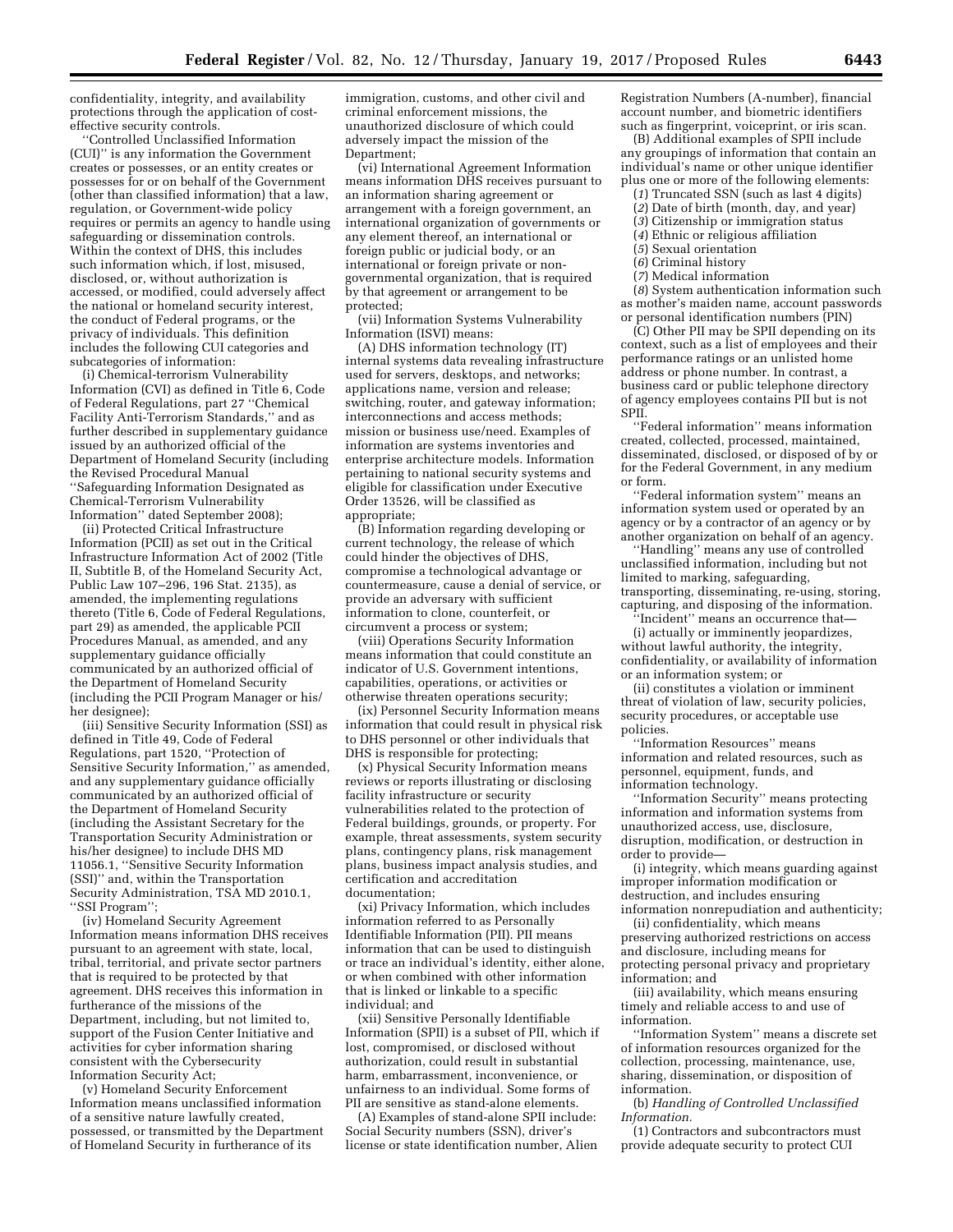confidentiality, integrity, and availability protections through the application of cost-effective security controls.

''Controlled Unclassified Information (CUI)'' is any information the Government creates or possesses, or an entity creates or possesses for or on behalf of the Government (other than classified information) that a law, regulation, or Government-wide policy requires or permits an agency to handle using safeguarding or dissemination controls. Within the context of DHS, this includes such information which, if lost, misused, disclosed, or, without authorization is accessed, or modified, could adversely affect the national or homeland security interest, the conduct of Federal programs, or the privacy of individuals. This definition includes the following CUI categories and subcategories of information:

(i) Chemical-terrorism Vulnerability Information (CVI) as defined in Title 6, Code of Federal Regulations, part 27 ''Chemical Facility Anti-Terrorism Standards,'' and as further described in supplementary guidance issued by an authorized official of the Department of Homeland Security (including the Revised Procedural Manual ''Safeguarding Information Designated as Chemical-Terrorism Vulnerability Information'' dated September 2008);

(ii) Protected Critical Infrastructure Information (PCII) as set out in the Critical Infrastructure Information Act of 2002 (Title II, Subtitle B, of the Homeland Security Act, Public Law 107–296, 196 Stat. 2135), as amended, the implementing regulations thereto (Title 6, Code of Federal Regulations, part 29) as amended, the applicable PCII Procedures Manual, as amended, and any supplementary guidance officially communicated by an authorized official of the Department of Homeland Security (including the PCII Program Manager or his/her designee);

(iii) Sensitive Security Information (SSI) as defined in Title 49, Code of Federal Regulations, part 1520, ''Protection of Sensitive Security Information,'' as amended, and any supplementary guidance officially communicated by an authorized official of the Department of Homeland Security (including the Assistant Secretary for the Transportation Security Administration or his/her designee) to include DHS MD 11056.1, ''Sensitive Security Information (SSI)'' and, within the Transportation Security Administration, TSA MD 2010.1, ''SSI Program'';

(iv) Homeland Security Agreement Information means information DHS receives pursuant to an agreement with state, local, tribal, territorial, and private sector partners that is required to be protected by that agreement. DHS receives this information in furtherance of the missions of the Department, including, but not limited to, support of the Fusion Center Initiative and activities for cyber information sharing consistent with the Cybersecurity Information Security Act;

(v) Homeland Security Enforcement Information means unclassified information of a sensitive nature lawfully created, possessed, or transmitted by the Department of Homeland Security in furtherance of its immigration, customs, and other civil and criminal enforcement missions, the unauthorized disclosure of which could adversely impact the mission of the Department;

(vi) International Agreement Information means information DHS receives pursuant to an information sharing agreement or arrangement with a foreign government, an international organization of governments or any element thereof, an international or foreign public or judicial body, or an international or foreign private or non-governmental organization, that is required by that agreement or arrangement to be protected;

(vii) Information Systems Vulnerability Information (ISVI) means:

(A) DHS information technology (IT) internal systems data revealing infrastructure used for servers, desktops, and networks; applications name, version and release; switching, router, and gateway information; interconnections and access methods; mission or business use/need. Examples of information are systems inventories and enterprise architecture models. Information pertaining to national security systems and eligible for classification under Executive Order 13526, will be classified as appropriate;

(B) Information regarding developing or current technology, the release of which could hinder the objectives of DHS, compromise a technological advantage or countermeasure, cause a denial of service, or provide an adversary with sufficient information to clone, counterfeit, or circumvent a process or system;

(viii) Operations Security Information means information that could constitute an indicator of U.S. Government intentions, capabilities, operations, or activities or otherwise threaten operations security;

(ix) Personnel Security Information means information that could result in physical risk to DHS personnel or other individuals that DHS is responsible for protecting;

(x) Physical Security Information means reviews or reports illustrating or disclosing facility infrastructure or security vulnerabilities related to the protection of Federal buildings, grounds, or property. For example, threat assessments, system security plans, contingency plans, risk management plans, business impact analysis studies, and certification and accreditation documentation;

(xi) Privacy Information, which includes information referred to as Personally Identifiable Information (PII). PII means information that can be used to distinguish or trace an individual's identity, either alone, or when combined with other information that is linked or linkable to a specific individual; and

(xii) Sensitive Personally Identifiable Information (SPII) is a subset of PII, which if lost, compromised, or disclosed without authorization, could result in substantial harm, embarrassment, inconvenience, or unfairness to an individual. Some forms of PII are sensitive as stand-alone elements.

(A) Examples of stand-alone SPII include: Social Security numbers (SSN), driver's license or state identification number, Alien Registration Numbers (A-number), financial account number, and biometric identifiers such as fingerprint, voiceprint, or iris scan.

(B) Additional examples of SPII include any groupings of information that contain an individual's name or other unique identifier plus one or more of the following elements:

(*1*) Truncated SSN (such as last 4 digits)

(*2*) Date of birth (month, day, and year)

(*3*) Citizenship or immigration status

(*4*) Ethnic or religious affiliation

(*5*) Sexual orientation

(*6*) Criminal history

(*7*) Medical information

(*8*) System authentication information such as mother's maiden name, account passwords or personal identification numbers (PIN)

(C) Other PII may be SPII depending on its context, such as a list of employees and their performance ratings or an unlisted home address or phone number. In contrast, a business card or public telephone directory of agency employees contains PII but is not SPII.

''Federal information'' means information created, collected, processed, maintained, disseminated, disclosed, or disposed of by or for the Federal Government, in any medium or form.

''Federal information system'' means an information system used or operated by an agency or by a contractor of an agency or by another organization on behalf of an agency.

''Handling'' means any use of controlled unclassified information, including but not limited to marking, safeguarding, transporting, disseminating, re-using, storing, capturing, and disposing of the information.

''Incident'' means an occurrence that—

(i) actually or imminently jeopardizes, without lawful authority, the integrity, confidentiality, or availability of information or an information system; or

(ii) constitutes a violation or imminent threat of violation of law, security policies, security procedures, or acceptable use policies.

''Information Resources'' means information and related resources, such as personnel, equipment, funds, and information technology.

''Information Security'' means protecting information and information systems from unauthorized access, use, disclosure, disruption, modification, or destruction in order to provide—

(i) integrity, which means guarding against improper information modification or destruction, and includes ensuring information nonrepudiation and authenticity;

(ii) confidentiality, which means preserving authorized restrictions on access and disclosure, including means for protecting personal privacy and proprietary information; and

(iii) availability, which means ensuring timely and reliable access to and use of information.

''Information System'' means a discrete set of information resources organized for the collection, processing, maintenance, use, sharing, dissemination, or disposition of information.

(b) *Handling of Controlled Unclassified Information.*

(1) Contractors and subcontractors must provide adequate security to protect CUI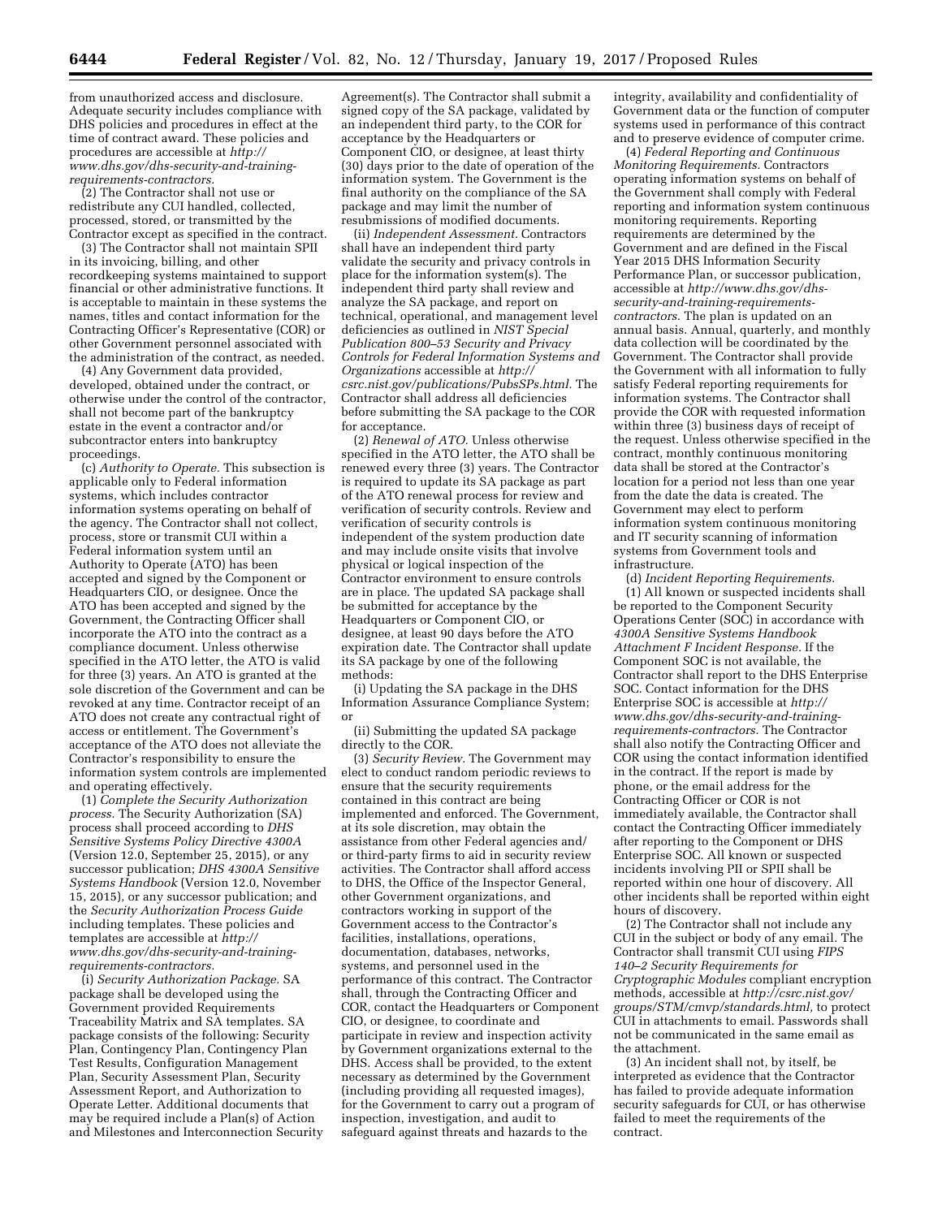from unauthorized access and disclosure. Adequate security includes compliance with DHS policies and procedures in effect at the time of contract award. These policies and procedures are accessible at *http://www.dhs.gov/dhs-security-and-training-requirements-contractors.*

(2) The Contractor shall not use or redistribute any CUI handled, collected, processed, stored, or transmitted by the Contractor except as specified in the contract.

(3) The Contractor shall not maintain SPII in its invoicing, billing, and other recordkeeping systems maintained to support financial or other administrative functions. It is acceptable to maintain in these systems the names, titles and contact information for the Contracting Officer's Representative (COR) or other Government personnel associated with the administration of the contract, as needed.

(4) Any Government data provided, developed, obtained under the contract, or otherwise under the control of the contractor, shall not become part of the bankruptcy estate in the event a contractor and/or subcontractor enters into bankruptcy proceedings.

(c) *Authority to Operate.* This subsection is applicable only to Federal information systems, which includes contractor information systems operating on behalf of the agency. The Contractor shall not collect, process, store or transmit CUI within a Federal information system until an Authority to Operate (ATO) has been accepted and signed by the Component or Headquarters CIO, or designee. Once the ATO has been accepted and signed by the Government, the Contracting Officer shall incorporate the ATO into the contract as a compliance document. Unless otherwise specified in the ATO letter, the ATO is valid for three (3) years. An ATO is granted at the sole discretion of the Government and can be revoked at any time. Contractor receipt of an ATO does not create any contractual right of access or entitlement. The Government's acceptance of the ATO does not alleviate the Contractor's responsibility to ensure the information system controls are implemented and operating effectively.

(1) *Complete the Security Authorization process.* The Security Authorization (SA) process shall proceed according to *DHS Sensitive Systems Policy Directive 4300A* (Version 12.0, September 25, 2015), or any successor publication; *DHS 4300A Sensitive Systems Handbook* (Version 12.0, November 15, 2015), or any successor publication; and the *Security Authorization Process Guide* including templates. These policies and templates are accessible at *http://www.dhs.gov/dhs-security-and-training-requirements-contractors.*

(i) *Security Authorization Package.* SA package shall be developed using the Government provided Requirements Traceability Matrix and SA templates. SA package consists of the following: Security Plan, Contingency Plan, Contingency Plan Test Results, Configuration Management Plan, Security Assessment Plan, Security Assessment Report, and Authorization to Operate Letter. Additional documents that may be required include a Plan(s) of Action and Milestones and Interconnection Security Agreement(s). The Contractor shall submit a signed copy of the SA package, validated by an independent third party, to the COR for acceptance by the Headquarters or Component CIO, or designee, at least thirty (30) days prior to the date of operation of the information system. The Government is the final authority on the compliance of the SA package and may limit the number of resubmissions of modified documents.

(ii) *Independent Assessment.* Contractors shall have an independent third party validate the security and privacy controls in place for the information system(s). The independent third party shall review and analyze the SA package, and report on technical, operational, and management level deficiencies as outlined in *NIST Special Publication 800–53 Security and Privacy Controls for Federal Information Systems and Organizations* accessible at *http://csrc.nist.gov/publications/PubsSPs.html.* The Contractor shall address all deficiencies before submitting the SA package to the COR for acceptance.

(2) *Renewal of ATO.* Unless otherwise specified in the ATO letter, the ATO shall be renewed every three (3) years. The Contractor is required to update its SA package as part of the ATO renewal process for review and verification of security controls. Review and verification of security controls is independent of the system production date and may include onsite visits that involve physical or logical inspection of the Contractor environment to ensure controls are in place. The updated SA package shall be submitted for acceptance by the Headquarters or Component CIO, or designee, at least 90 days before the ATO expiration date. The Contractor shall update its SA package by one of the following methods:

(i) Updating the SA package in the DHS Information Assurance Compliance System; or

(ii) Submitting the updated SA package directly to the COR.

(3) *Security Review.* The Government may elect to conduct random periodic reviews to ensure that the security requirements contained in this contract are being implemented and enforced. The Government, at its sole discretion, may obtain the assistance from other Federal agencies and/or third-party firms to aid in security review activities. The Contractor shall afford access to DHS, the Office of the Inspector General, other Government organizations, and contractors working in support of the Government access to the Contractor's facilities, installations, operations, documentation, databases, networks, systems, and personnel used in the performance of this contract. The Contractor shall, through the Contracting Officer and COR, contact the Headquarters or Component CIO, or designee, to coordinate and participate in review and inspection activity by Government organizations external to the DHS. Access shall be provided, to the extent necessary as determined by the Government (including providing all requested images), for the Government to carry out a program of inspection, investigation, and audit to safeguard against threats and hazards to the integrity, availability and confidentiality of Government data or the function of computer systems used in performance of this contract and to preserve evidence of computer crime.

(4) *Federal Reporting and Continuous Monitoring Requirements.* Contractors operating information systems on behalf of the Government shall comply with Federal reporting and information system continuous monitoring requirements. Reporting requirements are determined by the Government and are defined in the Fiscal Year 2015 DHS Information Security Performance Plan, or successor publication, accessible at *http://www.dhs.gov/dhs-security-and-training-requirements-contractors.* The plan is updated on an annual basis. Annual, quarterly, and monthly data collection will be coordinated by the Government. The Contractor shall provide the Government with all information to fully satisfy Federal reporting requirements for information systems. The Contractor shall provide the COR with requested information within three (3) business days of receipt of the request. Unless otherwise specified in the contract, monthly continuous monitoring data shall be stored at the Contractor's location for a period not less than one year from the date the data is created. The Government may elect to perform information system continuous monitoring and IT security scanning of information systems from Government tools and infrastructure.

(d) *Incident Reporting Requirements.*

(1) All known or suspected incidents shall be reported to the Component Security Operations Center (SOC) in accordance with *4300A Sensitive Systems Handbook Attachment F Incident Response.* If the Component SOC is not available, the Contractor shall report to the DHS Enterprise SOC. Contact information for the DHS Enterprise SOC is accessible at *http://www.dhs.gov/dhs-security-and-training-requirements-contractors.* The Contractor shall also notify the Contracting Officer and COR using the contact information identified in the contract. If the report is made by phone, or the email address for the Contracting Officer or COR is not immediately available, the Contractor shall contact the Contracting Officer immediately after reporting to the Component or DHS Enterprise SOC. All known or suspected incidents involving PII or SPII shall be reported within one hour of discovery. All other incidents shall be reported within eight hours of discovery.

(2) The Contractor shall not include any CUI in the subject or body of any email. The Contractor shall transmit CUI using *FIPS 140–2 Security Requirements for Cryptographic Modules* compliant encryption methods, accessible at *http://csrc.nist.gov/groups/STM/cmvp/standards.html,* to protect CUI in attachments to email. Passwords shall not be communicated in the same email as the attachment.

(3) An incident shall not, by itself, be interpreted as evidence that the Contractor has failed to provide adequate information security safeguards for CUI, or has otherwise failed to meet the requirements of the contract.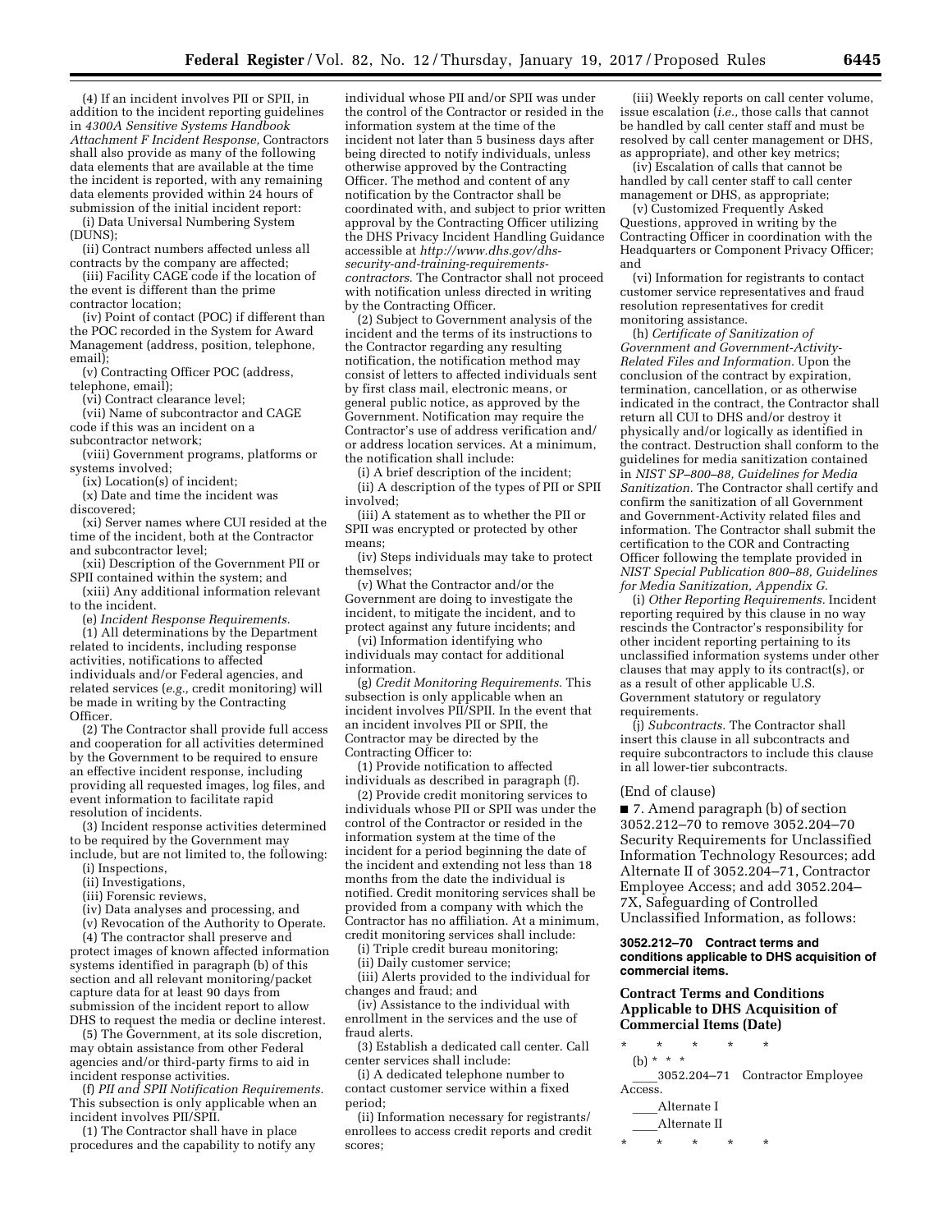(4) If an incident involves PII or SPII, in addition to the incident reporting guidelines in *4300A Sensitive Systems Handbook Attachment F Incident Response,* Contractors shall also provide as many of the following data elements that are available at the time the incident is reported, with any remaining data elements provided within 24 hours of submission of the initial incident report:

(i) Data Universal Numbering System (DUNS);

(ii) Contract numbers affected unless all contracts by the company are affected;

(iii) Facility CAGE code if the location of the event is different than the prime contractor location;

(iv) Point of contact (POC) if different than the POC recorded in the System for Award Management (address, position, telephone, email);

(v) Contracting Officer POC (address, telephone, email);

(vi) Contract clearance level;

(vii) Name of subcontractor and CAGE code if this was an incident on a subcontractor network;

(viii) Government programs, platforms or systems involved;

(ix) Location(s) of incident;

(x) Date and time the incident was discovered;

(xi) Server names where CUI resided at the time of the incident, both at the Contractor and subcontractor level;

(xii) Description of the Government PII or SPII contained within the system; and

(xiii) Any additional information relevant to the incident.

(e) *Incident Response Requirements.*

(1) All determinations by the Department related to incidents, including response activities, notifications to affected individuals and/or Federal agencies, and related services (*e.g.,* credit monitoring) will be made in writing by the Contracting Officer.

(2) The Contractor shall provide full access and cooperation for all activities determined by the Government to be required to ensure an effective incident response, including providing all requested images, log files, and event information to facilitate rapid resolution of incidents.

(3) Incident response activities determined to be required by the Government may include, but are not limited to, the following:

(i) Inspections,

(ii) Investigations,

(iii) Forensic reviews,

(iv) Data analyses and processing, and

(v) Revocation of the Authority to Operate.

(4) The contractor shall preserve and protect images of known affected information systems identified in paragraph (b) of this section and all relevant monitoring/packet capture data for at least 90 days from submission of the incident report to allow DHS to request the media or decline interest.

(5) The Government, at its sole discretion, may obtain assistance from other Federal agencies and/or third-party firms to aid in incident response activities.

(f) *PII and SPII Notification Requirements.* This subsection is only applicable when an incident involves PII/SPII.

(1) The Contractor shall have in place procedures and the capability to notify any individual whose PII and/or SPII was under the control of the Contractor or resided in the information system at the time of the incident not later than 5 business days after being directed to notify individuals, unless otherwise approved by the Contracting Officer. The method and content of any notification by the Contractor shall be coordinated with, and subject to prior written approval by the Contracting Officer utilizing the DHS Privacy Incident Handling Guidance accessible at *http://www.dhs.gov/dhs-security-and-training-requirements-contractors.* The Contractor shall not proceed with notification unless directed in writing by the Contracting Officer.

(2) Subject to Government analysis of the incident and the terms of its instructions to the Contractor regarding any resulting notification, the notification method may consist of letters to affected individuals sent by first class mail, electronic means, or general public notice, as approved by the Government. Notification may require the Contractor's use of address verification and/or address location services. At a minimum, the notification shall include:

(i) A brief description of the incident;

(ii) A description of the types of PII or SPII involved;

(iii) A statement as to whether the PII or SPII was encrypted or protected by other means;

(iv) Steps individuals may take to protect themselves;

(v) What the Contractor and/or the Government are doing to investigate the incident, to mitigate the incident, and to protect against any future incidents; and

(vi) Information identifying who individuals may contact for additional information.

(g) *Credit Monitoring Requirements.* This subsection is only applicable when an incident involves PII/SPII. In the event that an incident involves PII or SPII, the Contractor may be directed by the Contracting Officer to:

(1) Provide notification to affected individuals as described in paragraph (f).

(2) Provide credit monitoring services to individuals whose PII or SPII was under the control of the Contractor or resided in the information system at the time of the incident for a period beginning the date of the incident and extending not less than 18 months from the date the individual is notified. Credit monitoring services shall be provided from a company with which the Contractor has no affiliation. At a minimum, credit monitoring services shall include:

(i) Triple credit bureau monitoring;

(ii) Daily customer service;

(iii) Alerts provided to the individual for changes and fraud; and

(iv) Assistance to the individual with enrollment in the services and the use of fraud alerts.

(3) Establish a dedicated call center. Call center services shall include:

(i) A dedicated telephone number to contact customer service within a fixed period;

(ii) Information necessary for registrants/enrollees to access credit reports and credit scores;

(iii) Weekly reports on call center volume, issue escalation (*i.e.,* those calls that cannot be handled by call center staff and must be resolved by call center management or DHS, as appropriate), and other key metrics;

(iv) Escalation of calls that cannot be handled by call center staff to call center management or DHS, as appropriate;

(v) Customized Frequently Asked Questions, approved in writing by the Contracting Officer in coordination with the Headquarters or Component Privacy Officer; and

(vi) Information for registrants to contact customer service representatives and fraud resolution representatives for credit monitoring assistance.

(h) *Certificate of Sanitization of Government and Government-Activity-Related Files and Information.* Upon the conclusion of the contract by expiration, termination, cancellation, or as otherwise indicated in the contract, the Contractor shall return all CUI to DHS and/or destroy it physically and/or logically as identified in the contract. Destruction shall conform to the guidelines for media sanitization contained in *NIST SP–800–88, Guidelines for Media Sanitization.* The Contractor shall certify and confirm the sanitization of all Government and Government-Activity related files and information. The Contractor shall submit the certification to the COR and Contracting Officer following the template provided in *NIST Special Publication 800–88, Guidelines for Media Sanitization, Appendix G.*

(i) *Other Reporting Requirements.* Incident reporting required by this clause in no way rescinds the Contractor's responsibility for other incident reporting pertaining to its unclassified information systems under other clauses that may apply to its contract(s), or as a result of other applicable U.S. Government statutory or regulatory requirements.

(j) *Subcontracts.* The Contractor shall insert this clause in all subcontracts and require subcontractors to include this clause in all lower-tier subcontracts.

(End of clause)

■ 7. Amend paragraph (b) of section 3052.212–70 to remove 3052.204–70 Security Requirements for Unclassified Information Technology Resources; add Alternate II of 3052.204–71, Contractor Employee Access; and add 3052.204–7X, Safeguarding of Controlled Unclassified Information, as follows:

**3052.212–70 Contract terms and conditions applicable to DHS acquisition of commercial items.**

**Contract Terms and Conditions Applicable to DHS Acquisition of Commercial Items (Date)**

\* \* \* \* \*

(b) \* \* \*

\_\_\_\_3052.204–71 Contractor Employee Access.

\_\_\_\_Alternate I

\_\_\_\_Alternate II

\* \* \* \* \*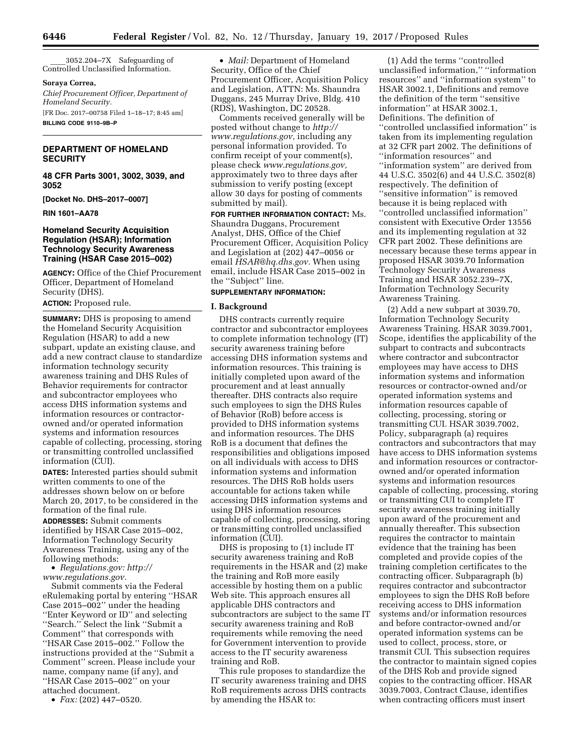____3052.204–7X Safeguarding of Controlled Unclassified Information.

**Soraya Correa,**

*Chief Procurement Officer, Department of Homeland Security.*

[FR Doc. 2017–00758 Filed 1–18–17; 8:45 am]

**BILLING CODE 9110–9B–P**

## DEPARTMENT OF HOMELAND SECURITY

### 48 CFR Parts 3001, 3002, 3039, and 3052

**[Docket No. DHS–2017–0007]**

**RIN 1601–AA78**

### Homeland Security Acquisition Regulation (HSAR); Information Technology Security Awareness Training (HSAR Case 2015–002)

**AGENCY:** Office of the Chief Procurement Officer, Department of Homeland Security (DHS).

**ACTION:** Proposed rule.

**SUMMARY:** DHS is proposing to amend the Homeland Security Acquisition Regulation (HSAR) to add a new subpart, update an existing clause, and add a new contract clause to standardize information technology security awareness training and DHS Rules of Behavior requirements for contractor and subcontractor employees who access DHS information systems and information resources or contractor-owned and/or operated information systems and information resources capable of collecting, processing, storing or transmitting controlled unclassified information (CUI).

**DATES:** Interested parties should submit written comments to one of the addresses shown below on or before March 20, 2017, to be considered in the formation of the final rule.

**ADDRESSES:** Submit comments identified by HSAR Case 2015–002, Information Technology Security Awareness Training, using any of the following methods:

- *Regulations.gov: http://www.regulations.gov.*

Submit comments via the Federal eRulemaking portal by entering ''HSAR Case 2015–002'' under the heading ''Enter Keyword or ID'' and selecting ''Search.'' Select the link ''Submit a Comment'' that corresponds with ''HSAR Case 2015–002.'' Follow the instructions provided at the ''Submit a Comment'' screen. Please include your name, company name (if any), and ''HSAR Case 2015–002'' on your attached document.

- *Fax:* (202) 447–0520.
- *Mail:* Department of Homeland Security, Office of the Chief Procurement Officer, Acquisition Policy and Legislation, ATTN: Ms. Shaundra Duggans, 245 Murray Drive, Bldg. 410 (RDS), Washington, DC 20528.

Comments received generally will be posted without change to *http://www.regulations.gov,* including any personal information provided. To confirm receipt of your comment(s), please check *www.regulations.gov,* approximately two to three days after submission to verify posting (except allow 30 days for posting of comments submitted by mail).

**FOR FURTHER INFORMATION CONTACT:** Ms. Shaundra Duggans, Procurement Analyst, DHS, Office of the Chief Procurement Officer, Acquisition Policy and Legislation at (202) 447–0056 or email *HSAR@hq.dhs.gov.* When using email, include HSAR Case 2015–002 in the ''Subject'' line.

**SUPPLEMENTARY INFORMATION:**

## I. Background

DHS contracts currently require contractor and subcontractor employees to complete information technology (IT) security awareness training before accessing DHS information systems and information resources. This training is initially completed upon award of the procurement and at least annually thereafter. DHS contracts also require such employees to sign the DHS Rules of Behavior (RoB) before access is provided to DHS information systems and information resources. The DHS RoB is a document that defines the responsibilities and obligations imposed on all individuals with access to DHS information systems and information resources. The DHS RoB holds users accountable for actions taken while accessing DHS information systems and using DHS information resources capable of collecting, processing, storing or transmitting controlled unclassified information (CUI).

DHS is proposing to (1) include IT security awareness training and RoB requirements in the HSAR and (2) make the training and RoB more easily accessible by hosting them on a public Web site. This approach ensures all applicable DHS contractors and subcontractors are subject to the same IT security awareness training and RoB requirements while removing the need for Government intervention to provide access to the IT security awareness training and RoB.

This rule proposes to standardize the IT security awareness training and DHS RoB requirements across DHS contracts by amending the HSAR to:

(1) Add the terms ''controlled unclassified information,'' ''information resources'' and ''information system'' to HSAR 3002.1, Definitions and remove the definition of the term ''sensitive information'' at HSAR 3002.1, Definitions. The definition of ''controlled unclassified information'' is taken from its implementing regulation at 32 CFR part 2002. The definitions of ''information resources'' and ''information system'' are derived from 44 U.S.C. 3502(6) and 44 U.S.C. 3502(8) respectively. The definition of ''sensitive information'' is removed because it is being replaced with ''controlled unclassified information'' consistent with Executive Order 13556 and its implementing regulation at 32 CFR part 2002. These definitions are necessary because these terms appear in proposed HSAR 3039.70 Information Technology Security Awareness Training and HSAR 3052.239–7X, Information Technology Security Awareness Training.

(2) Add a new subpart at 3039.70, Information Technology Security Awareness Training. HSAR 3039.7001, Scope, identifies the applicability of the subpart to contracts and subcontracts where contractor and subcontractor employees may have access to DHS information systems and information resources or contractor-owned and/or operated information systems and information resources capable of collecting, processing, storing or transmitting CUI. HSAR 3039.7002, Policy, subparagraph (a) requires contractors and subcontractors that may have access to DHS information systems and information resources or contractor-owned and/or operated information systems and information resources capable of collecting, processing, storing or transmitting CUI to complete IT security awareness training initially upon award of the procurement and annually thereafter. This subsection requires the contractor to maintain evidence that the training has been completed and provide copies of the training completion certificates to the contracting officer. Subparagraph (b) requires contractor and subcontractor employees to sign the DHS RoB before receiving access to DHS information systems and/or information resources and before contractor-owned and/or operated information systems can be used to collect, process, store, or transmit CUI. This subsection requires the contractor to maintain signed copies of the DHS Rob and provide signed copies to the contracting officer. HSAR 3039.7003, Contract Clause, identifies when contracting officers must insert